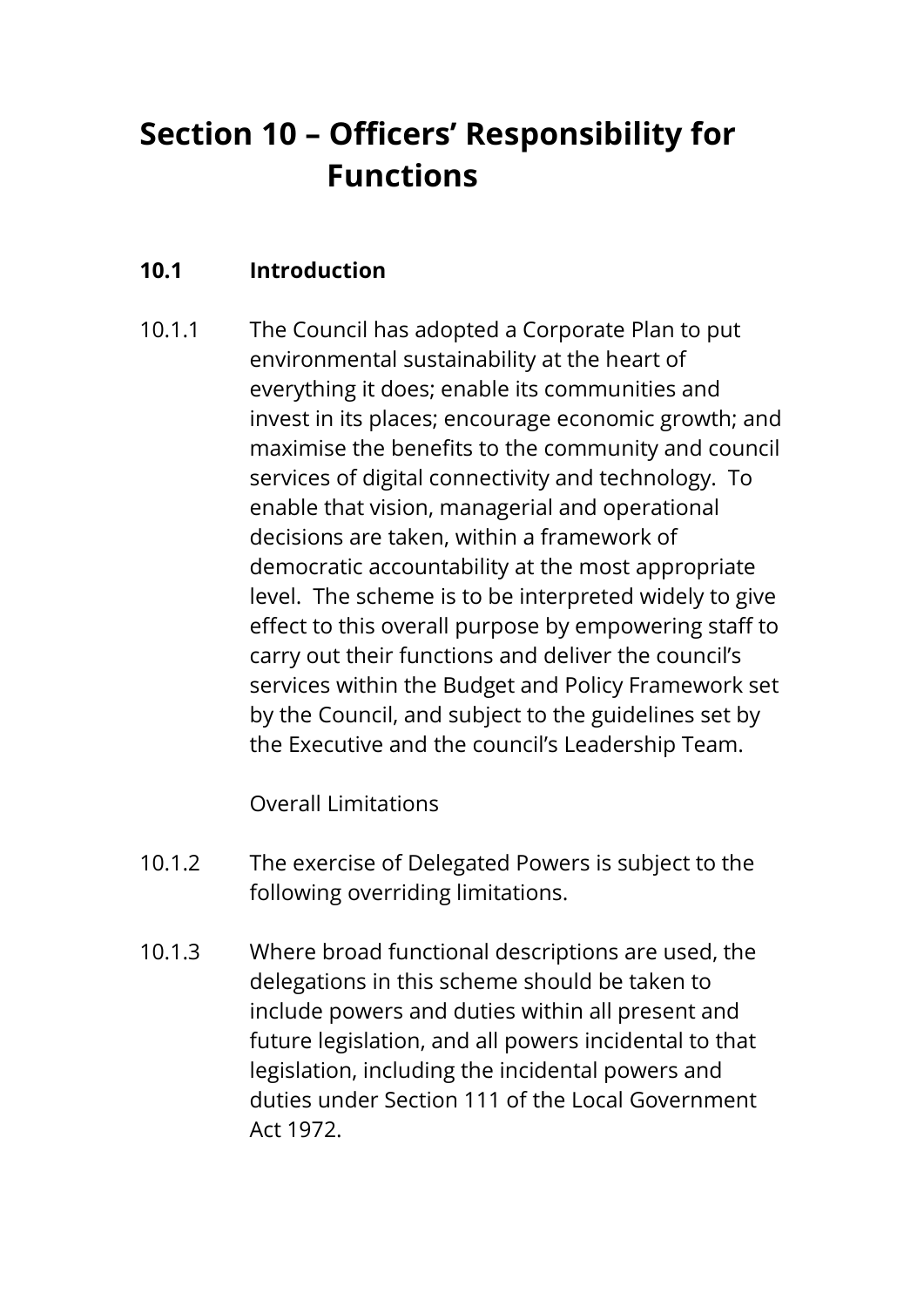# Section 10 – Officers' Responsibility for Functions

## 10.1 Introduction

10.1.1 The Council has adopted a Corporate Plan to put environmental sustainability at the heart of everything it does; enable its communities and invest in its places; encourage economic growth; and maximise the benefits to the community and council services of digital connectivity and technology. To enable that vision, managerial and operational decisions are taken, within a framework of democratic accountability at the most appropriate level. The scheme is to be interpreted widely to give effect to this overall purpose by empowering staff to carry out their functions and deliver the council's services within the Budget and Policy Framework set by the Council, and subject to the guidelines set by the Executive and the council's Leadership Team.

Overall Limitations

10.1.2 The exercise of Delegated Powers is subject to the following overriding limitations.

10.1.3 Where broad functional descriptions are used, the delegations in this scheme should be taken to include powers and duties within all present and future legislation, and all powers incidental to that legislation, including the incidental powers and duties under Section 111 of the Local Government Act 1972.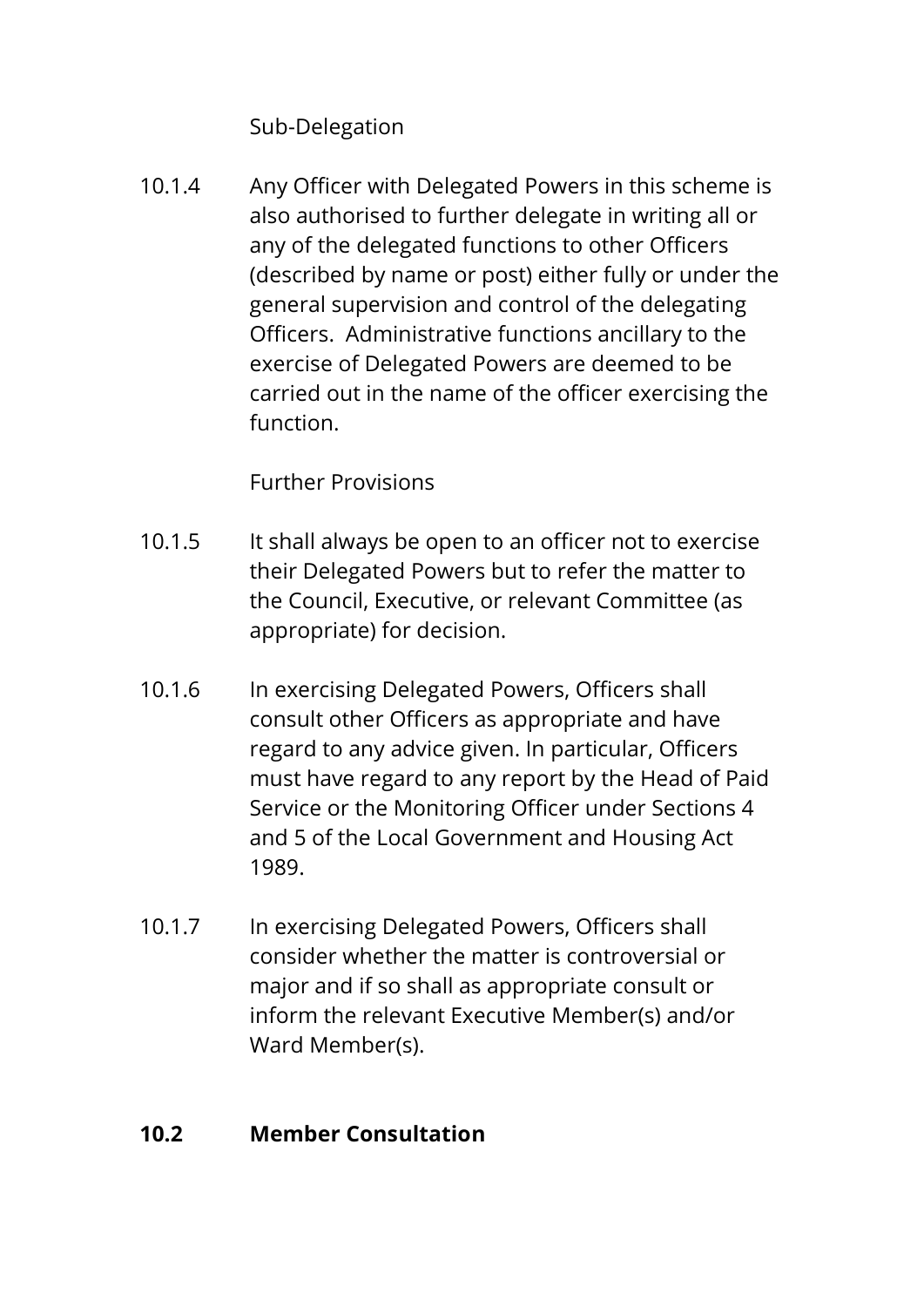Sub-Delegation

10.1.4 Any Officer with Delegated Powers in this scheme is also authorised to further delegate in writing all or any of the delegated functions to other Officers (described by name or post) either fully or under the general supervision and control of the delegating Officers. Administrative functions ancillary to the exercise of Delegated Powers are deemed to be carried out in the name of the officer exercising the function.

Further Provisions

10.1.5 It shall always be open to an officer not to exercise their Delegated Powers but to refer the matter to the Council, Executive, or relevant Committee (as appropriate) for decision.

10.1.6 In exercising Delegated Powers, Officers shall consult other Officers as appropriate and have regard to any advice given. In particular, Officers must have regard to any report by the Head of Paid Service or the Monitoring Officer under Sections 4 and 5 of the Local Government and Housing Act 1989.

10.1.7 In exercising Delegated Powers, Officers shall consider whether the matter is controversial or major and if so shall as appropriate consult or inform the relevant Executive Member(s) and/or Ward Member(s).

## 10.2 Member Consultation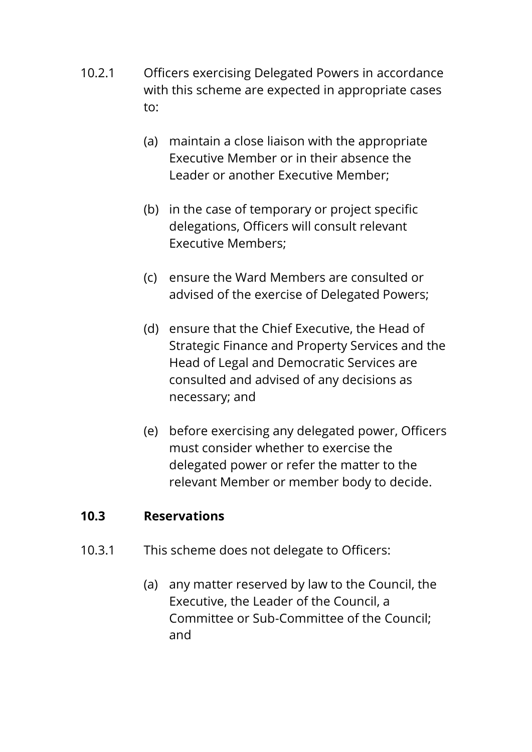10.2.1 Officers exercising Delegated Powers in accordance with this scheme are expected in appropriate cases to:

(a) maintain a close liaison with the appropriate Executive Member or in their absence the Leader or another Executive Member;

(b) in the case of temporary or project specific delegations, Officers will consult relevant Executive Members;

(c) ensure the Ward Members are consulted or advised of the exercise of Delegated Powers;

(d) ensure that the Chief Executive, the Head of Strategic Finance and Property Services and the Head of Legal and Democratic Services are consulted and advised of any decisions as necessary; and

(e) before exercising any delegated power, Officers must consider whether to exercise the delegated power or refer the matter to the relevant Member or member body to decide.

### 10.3 Reservations

10.3.1 This scheme does not delegate to Officers:

(a) any matter reserved by law to the Council, the Executive, the Leader of the Council, a Committee or Sub-Committee of the Council; and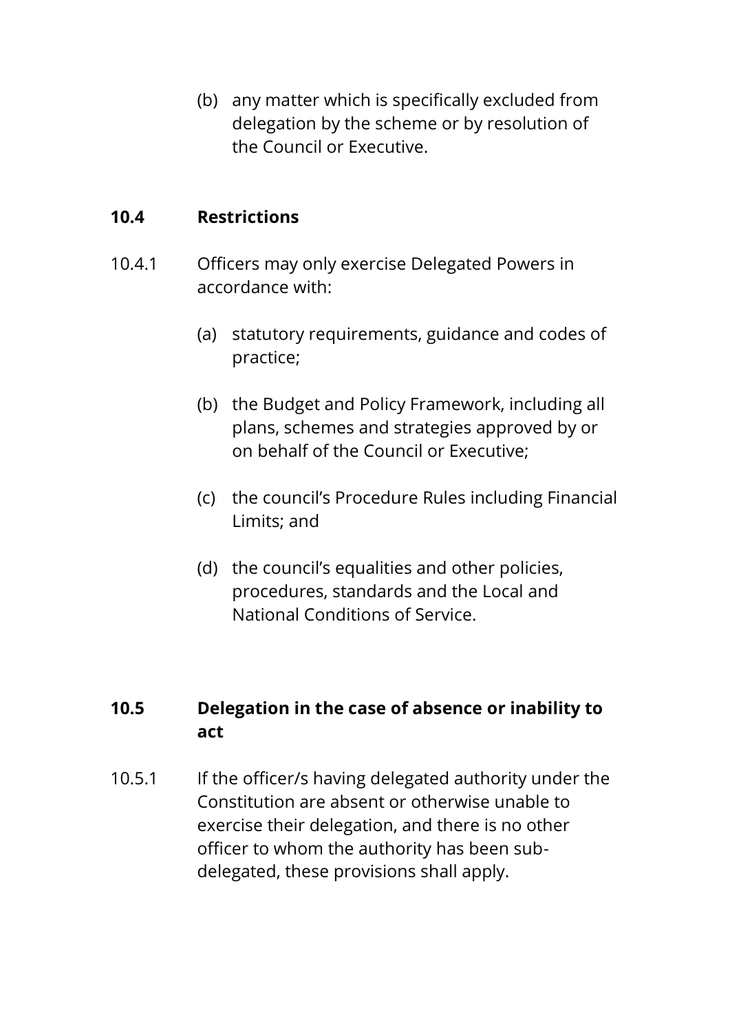(b) any matter which is specifically excluded from delegation by the scheme or by resolution of the Council or Executive.

## 10.4 Restrictions

10.4.1 Officers may only exercise Delegated Powers in accordance with:

(a) statutory requirements, guidance and codes of practice;

(b) the Budget and Policy Framework, including all plans, schemes and strategies approved by or on behalf of the Council or Executive;

(c) the council's Procedure Rules including Financial Limits; and

(d) the council's equalities and other policies, procedures, standards and the Local and National Conditions of Service.

## 10.5 Delegation in the case of absence or inability to act

10.5.1 If the officer/s having delegated authority under the Constitution are absent or otherwise unable to exercise their delegation, and there is no other officer to whom the authority has been sub-delegated, these provisions shall apply.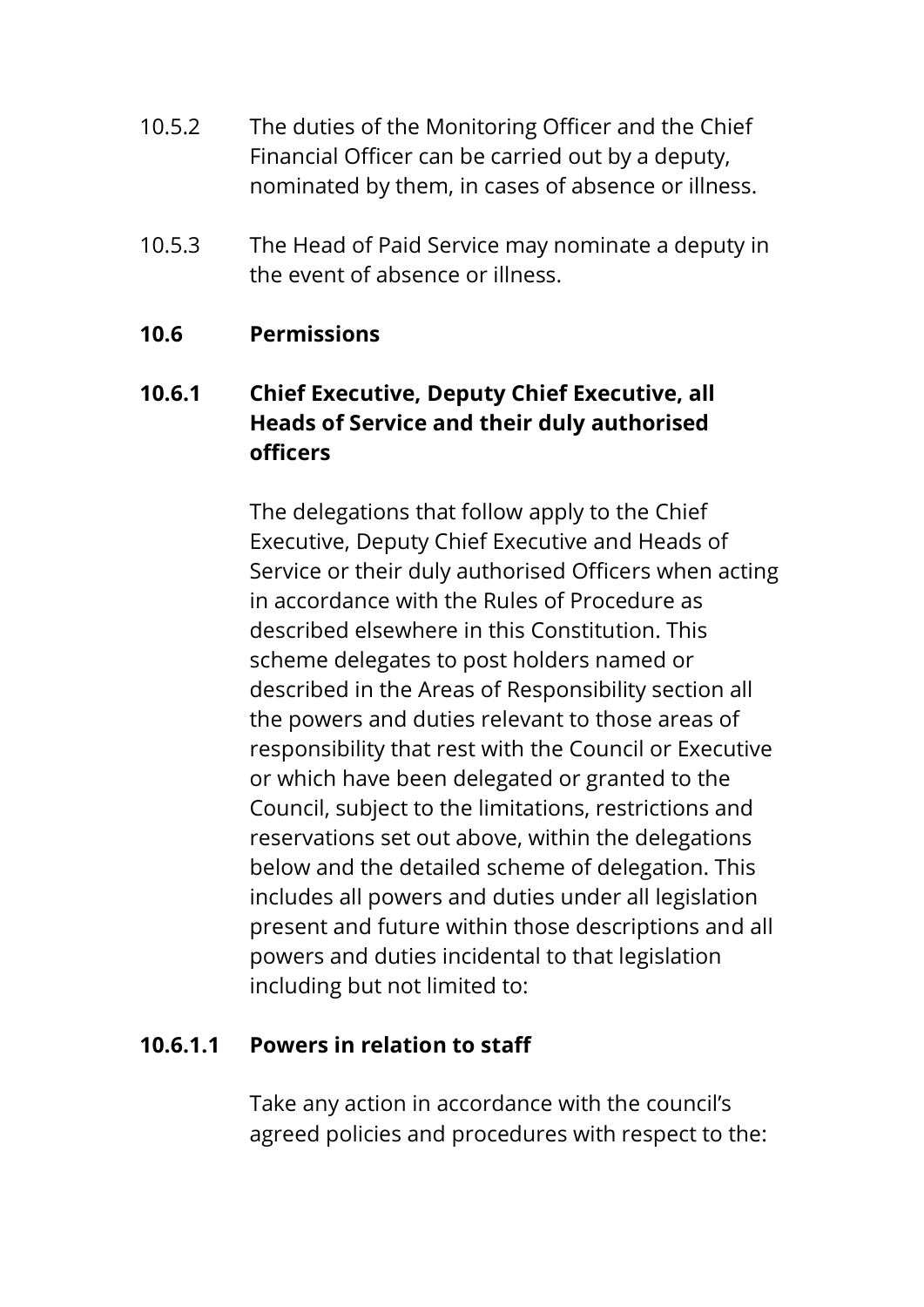10.5.2 The duties of the Monitoring Officer and the Chief Financial Officer can be carried out by a deputy, nominated by them, in cases of absence or illness.

10.5.3 The Head of Paid Service may nominate a deputy in the event of absence or illness.

**10.6 Permissions**

**10.6.1 Chief Executive, Deputy Chief Executive, all Heads of Service and their duly authorised officers**

The delegations that follow apply to the Chief Executive, Deputy Chief Executive and Heads of Service or their duly authorised Officers when acting in accordance with the Rules of Procedure as described elsewhere in this Constitution. This scheme delegates to post holders named or described in the Areas of Responsibility section all the powers and duties relevant to those areas of responsibility that rest with the Council or Executive or which have been delegated or granted to the Council, subject to the limitations, restrictions and reservations set out above, within the delegations below and the detailed scheme of delegation. This includes all powers and duties under all legislation present and future within those descriptions and all powers and duties incidental to that legislation including but not limited to:

**10.6.1.1 Powers in relation to staff**

Take any action in accordance with the council's agreed policies and procedures with respect to the: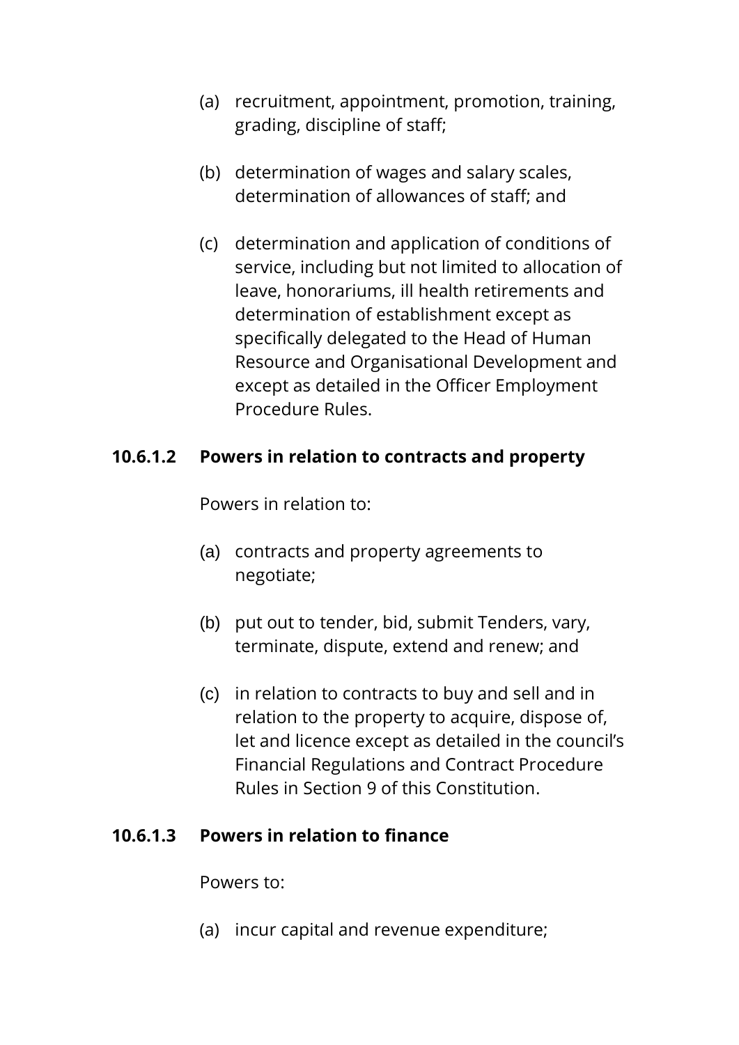(a) recruitment, appointment, promotion, training, grading, discipline of staff;

(b) determination of wages and salary scales, determination of allowances of staff; and

(c) determination and application of conditions of service, including but not limited to allocation of leave, honorariums, ill health retirements and determination of establishment except as specifically delegated to the Head of Human Resource and Organisational Development and except as detailed in the Officer Employment Procedure Rules.

**10.6.1.2 Powers in relation to contracts and property**

Powers in relation to:

(a) contracts and property agreements to negotiate;

(b) put out to tender, bid, submit Tenders, vary, terminate, dispute, extend and renew; and

(c) in relation to contracts to buy and sell and in relation to the property to acquire, dispose of, let and licence except as detailed in the council's Financial Regulations and Contract Procedure Rules in Section 9 of this Constitution.

**10.6.1.3 Powers in relation to finance**

Powers to:

(a) incur capital and revenue expenditure;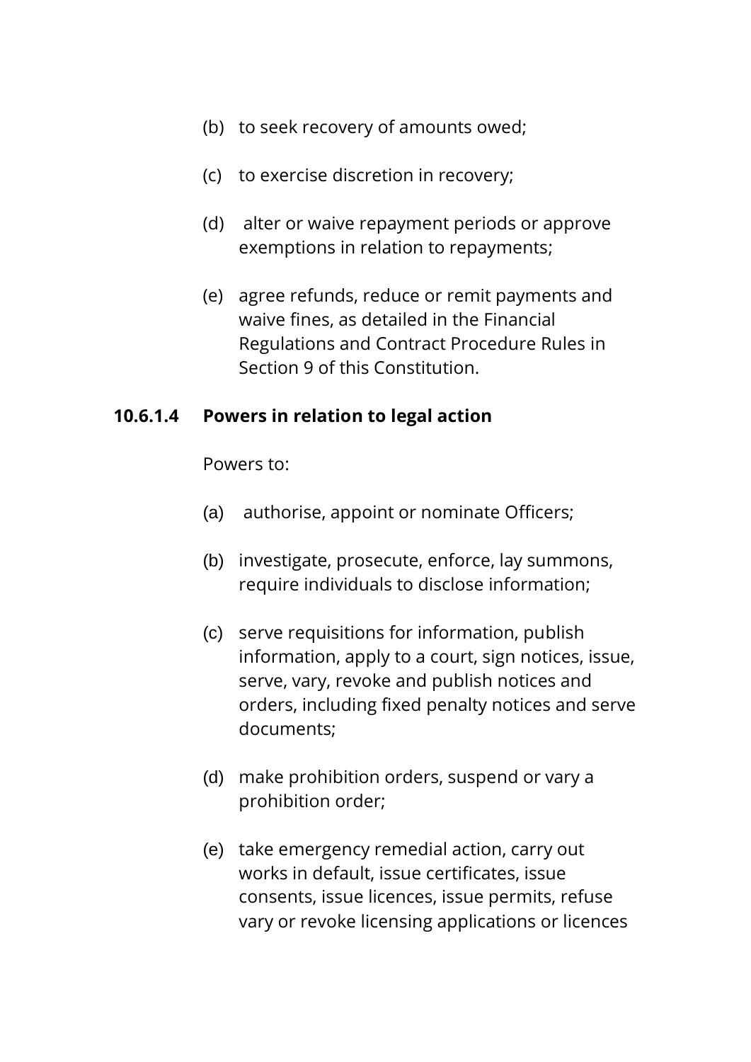(b) to seek recovery of amounts owed;

(c) to exercise discretion in recovery;

(d) alter or waive repayment periods or approve exemptions in relation to repayments;

(e) agree refunds, reduce or remit payments and waive fines, as detailed in the Financial Regulations and Contract Procedure Rules in Section 9 of this Constitution.

**10.6.1.4 Powers in relation to legal action**

Powers to:

(a) authorise, appoint or nominate Officers;

(b) investigate, prosecute, enforce, lay summons, require individuals to disclose information;

(c) serve requisitions for information, publish information, apply to a court, sign notices, issue, serve, vary, revoke and publish notices and orders, including fixed penalty notices and serve documents;

(d) make prohibition orders, suspend or vary a prohibition order;

(e) take emergency remedial action, carry out works in default, issue certificates, issue consents, issue licences, issue permits, refuse vary or revoke licensing applications or licences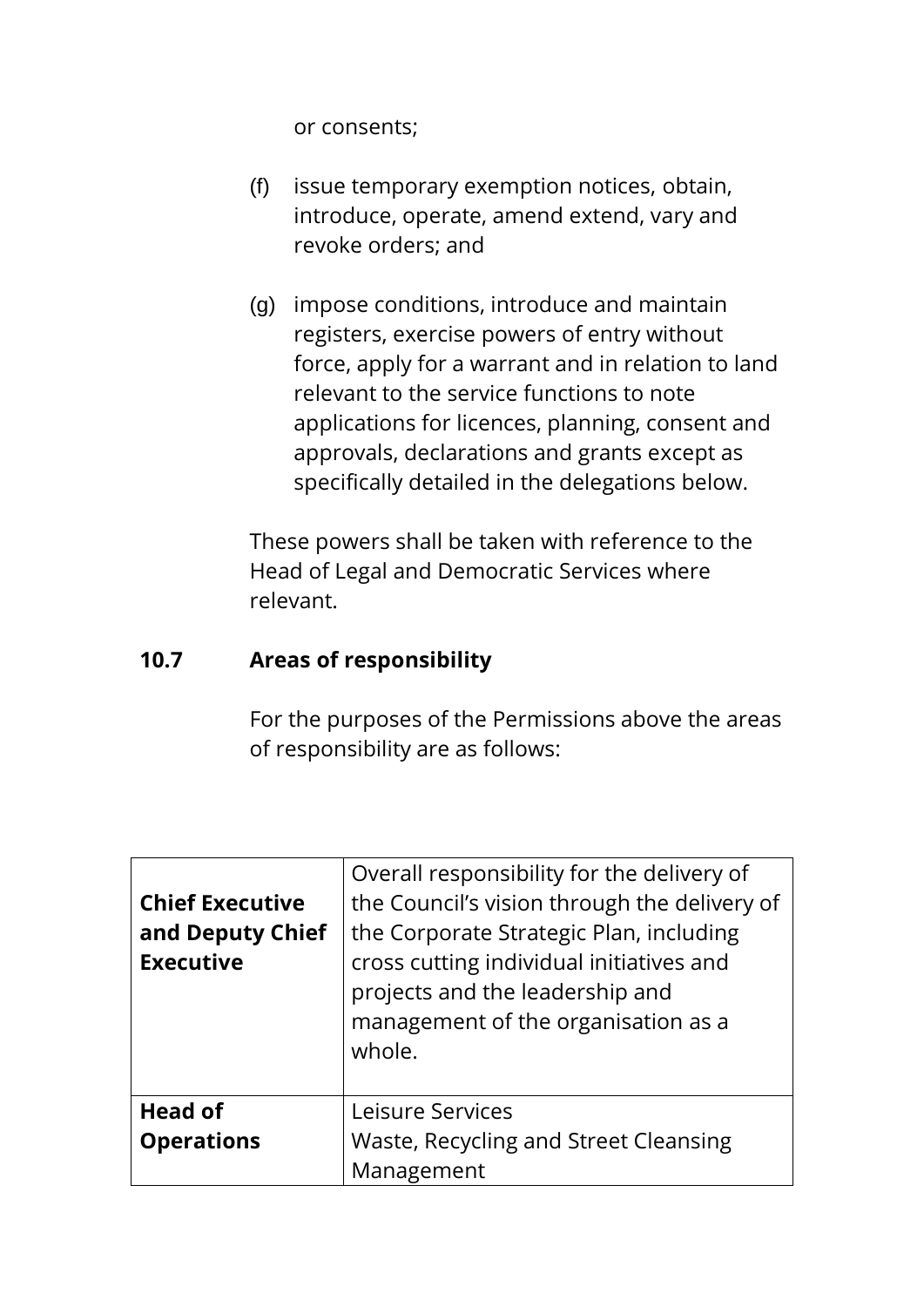or consents;

(f) issue temporary exemption notices, obtain, introduce, operate, amend extend, vary and revoke orders; and

(g) impose conditions, introduce and maintain registers, exercise powers of entry without force, apply for a warrant and in relation to land relevant to the service functions to note applications for licences, planning, consent and approvals, declarations and grants except as specifically detailed in the delegations below.

These powers shall be taken with reference to the Head of Legal and Democratic Services where relevant.

### 10.7 Areas of responsibility

For the purposes of the Permissions above the areas of responsibility are as follows:

| | |
|---|---|
| **Chief Executive and Deputy Chief Executive** | Overall responsibility for the delivery of the Council's vision through the delivery of the Corporate Strategic Plan, including cross cutting individual initiatives and projects and the leadership and management of the organisation as a whole. |
| **Head of Operations** | Leisure Services<br>Waste, Recycling and Street Cleansing Management |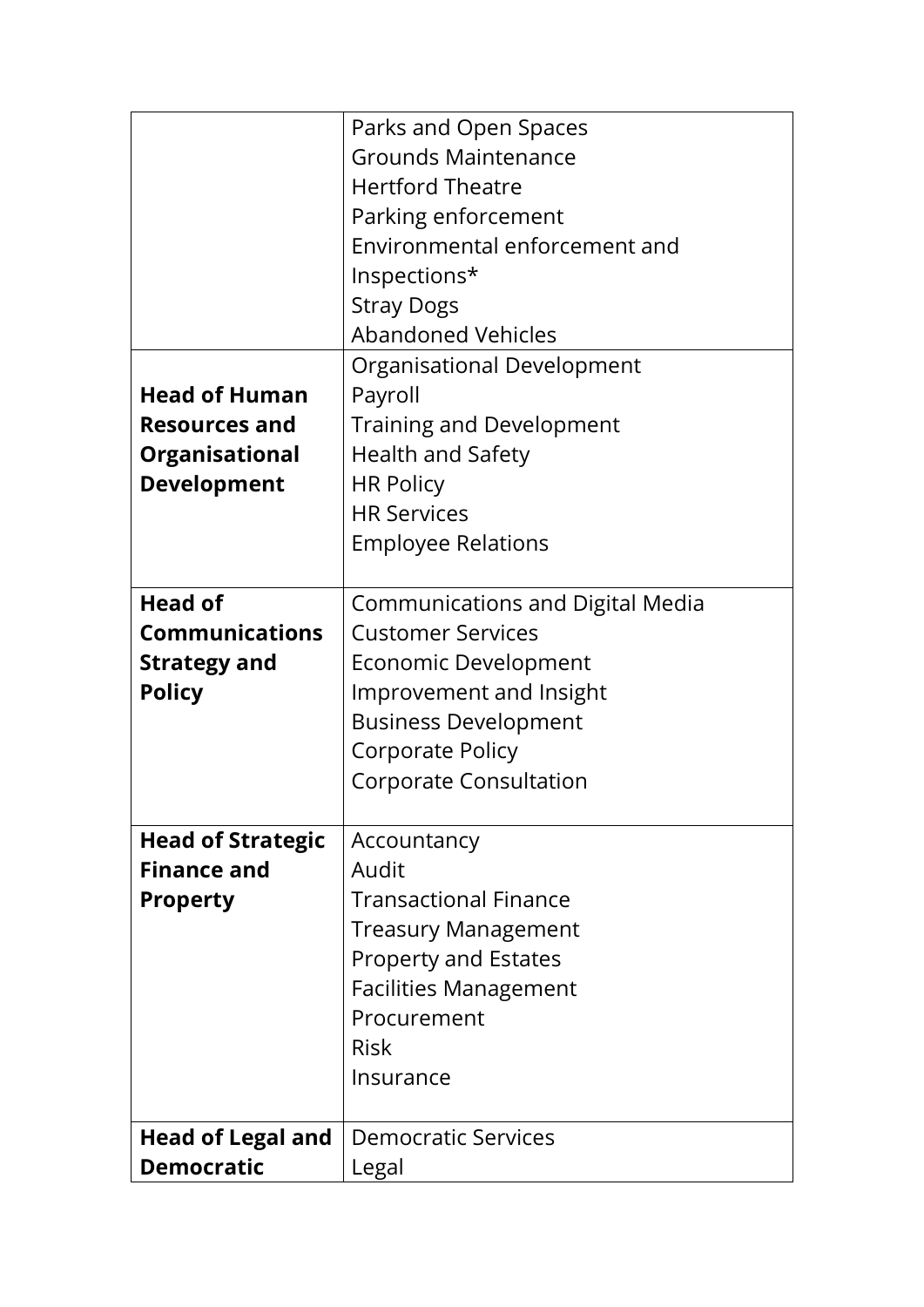| | |
|---|---|
| | Parks and Open Spaces<br>Grounds Maintenance<br>Hertford Theatre<br>Parking enforcement<br>Environmental enforcement and Inspections*<br>Stray Dogs<br>Abandoned Vehicles |
| **Head of Human Resources and Organisational Development** | Organisational Development<br>Payroll<br>Training and Development<br>Health and Safety<br>HR Policy<br>HR Services<br>Employee Relations |
| **Head of Communications Strategy and Policy** | Communications and Digital Media<br>Customer Services<br>Economic Development<br>Improvement and Insight<br>Business Development<br>Corporate Policy<br>Corporate Consultation |
| **Head of Strategic Finance and Property** | Accountancy<br>Audit<br>Transactional Finance<br>Treasury Management<br>Property and Estates<br>Facilities Management<br>Procurement<br>Risk<br>Insurance |
| **Head of Legal and Democratic** | Democratic Services<br>Legal |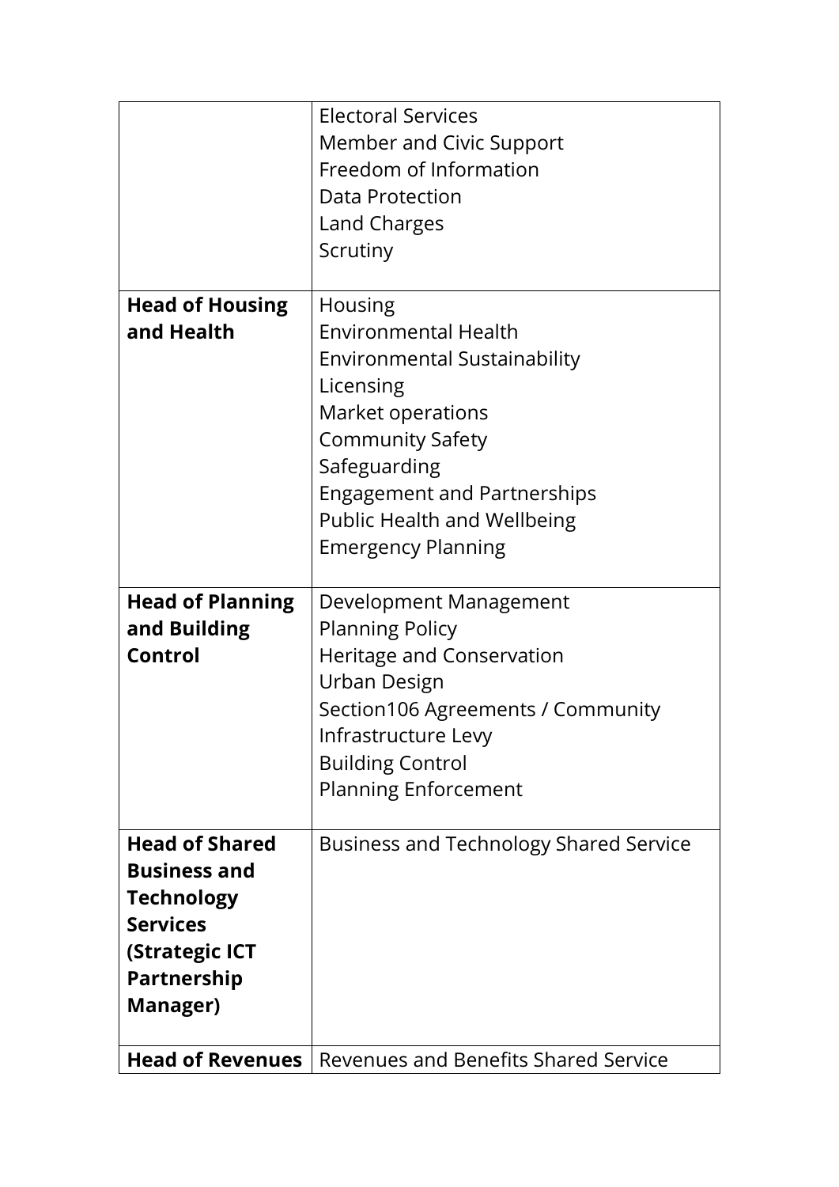| | |
|---|---|
| | Electoral Services<br>Member and Civic Support<br>Freedom of Information<br>Data Protection<br>Land Charges<br>Scrutiny |
| **Head of Housing and Health** | Housing<br>Environmental Health<br>Environmental Sustainability<br>Licensing<br>Market operations<br>Community Safety<br>Safeguarding<br>Engagement and Partnerships<br>Public Health and Wellbeing<br>Emergency Planning |
| **Head of Planning and Building Control** | Development Management<br>Planning Policy<br>Heritage and Conservation<br>Urban Design<br>Section106 Agreements / Community Infrastructure Levy<br>Building Control<br>Planning Enforcement |
| **Head of Shared Business and Technology Services (Strategic ICT Partnership Manager)** | Business and Technology Shared Service |
| **Head of Revenues** | Revenues and Benefits Shared Service |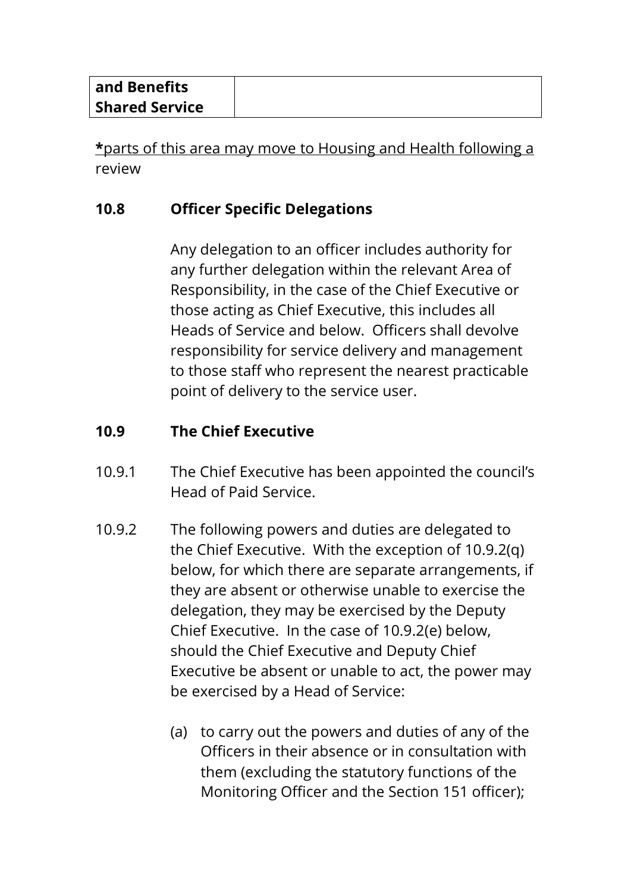| and Benefits Shared Service | |
|---|---|

**\***parts of this area may move to Housing and Health following a review

### 10.8 Officer Specific Delegations

Any delegation to an officer includes authority for any further delegation within the relevant Area of Responsibility, in the case of the Chief Executive or those acting as Chief Executive, this includes all Heads of Service and below. Officers shall devolve responsibility for service delivery and management to those staff who represent the nearest practicable point of delivery to the service user.

### 10.9 The Chief Executive

10.9.1 The Chief Executive has been appointed the council's Head of Paid Service.

10.9.2 The following powers and duties are delegated to the Chief Executive. With the exception of 10.9.2(q) below, for which there are separate arrangements, if they are absent or otherwise unable to exercise the delegation, they may be exercised by the Deputy Chief Executive. In the case of 10.9.2(e) below, should the Chief Executive and Deputy Chief Executive be absent or unable to act, the power may be exercised by a Head of Service:

(a) to carry out the powers and duties of any of the Officers in their absence or in consultation with them (excluding the statutory functions of the Monitoring Officer and the Section 151 officer);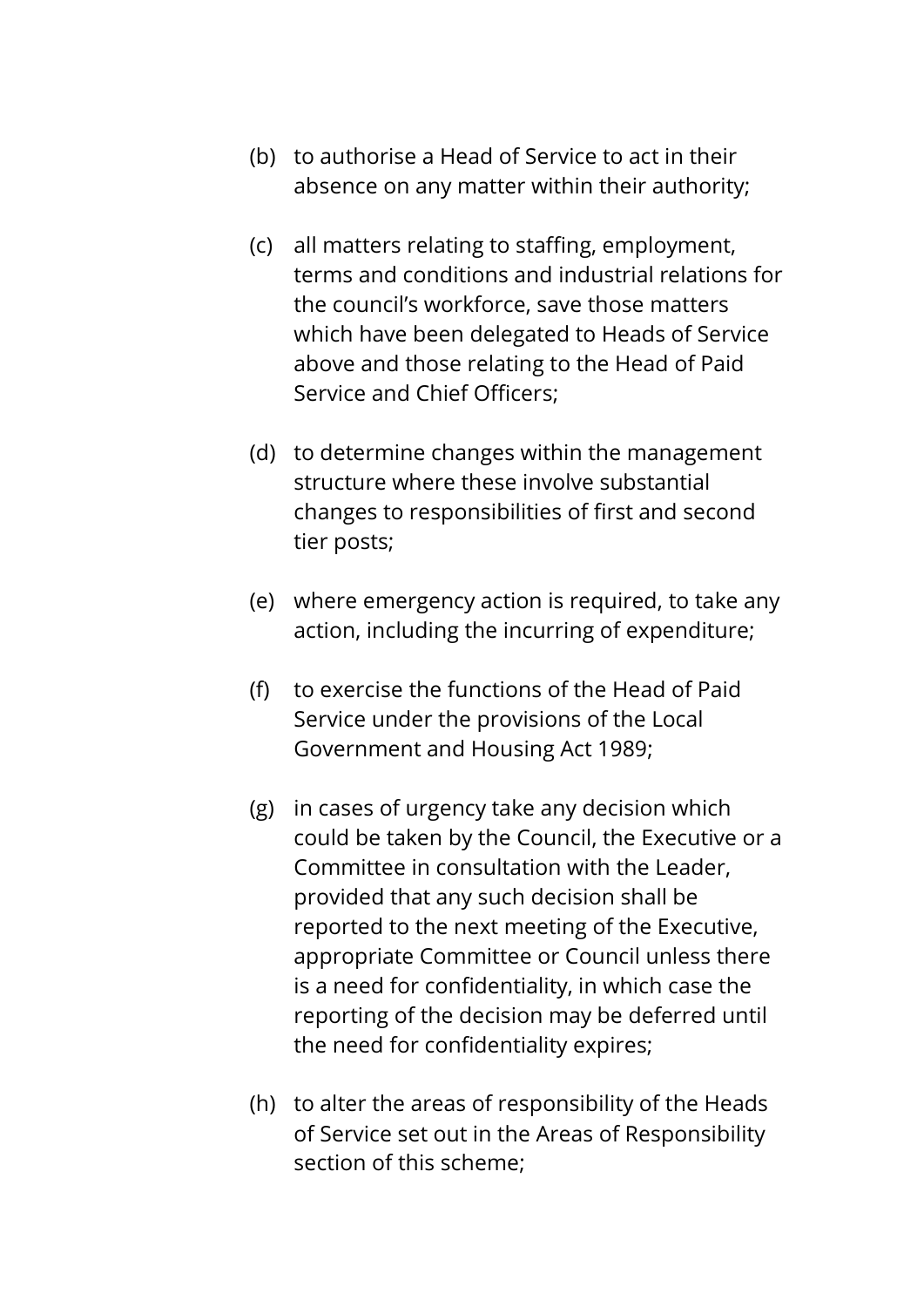(b) to authorise a Head of Service to act in their absence on any matter within their authority;

(c) all matters relating to staffing, employment, terms and conditions and industrial relations for the council's workforce, save those matters which have been delegated to Heads of Service above and those relating to the Head of Paid Service and Chief Officers;

(d) to determine changes within the management structure where these involve substantial changes to responsibilities of first and second tier posts;

(e) where emergency action is required, to take any action, including the incurring of expenditure;

(f) to exercise the functions of the Head of Paid Service under the provisions of the Local Government and Housing Act 1989;

(g) in cases of urgency take any decision which could be taken by the Council, the Executive or a Committee in consultation with the Leader, provided that any such decision shall be reported to the next meeting of the Executive, appropriate Committee or Council unless there is a need for confidentiality, in which case the reporting of the decision may be deferred until the need for confidentiality expires;

(h) to alter the areas of responsibility of the Heads of Service set out in the Areas of Responsibility section of this scheme;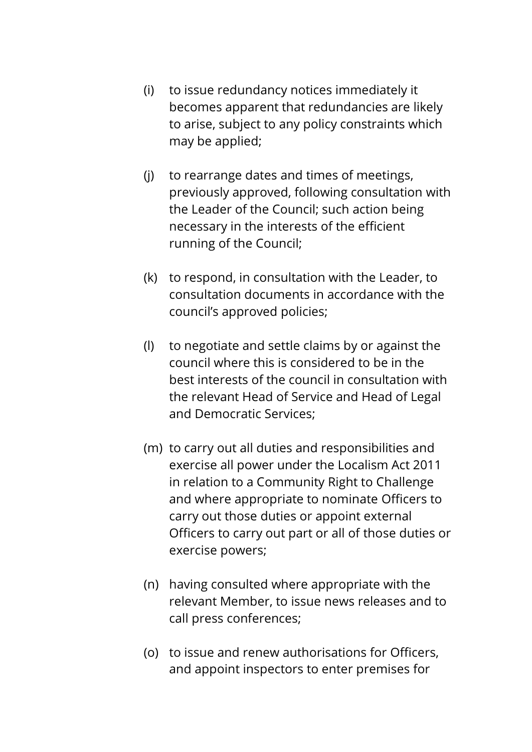(i) to issue redundancy notices immediately it becomes apparent that redundancies are likely to arise, subject to any policy constraints which may be applied;

(j) to rearrange dates and times of meetings, previously approved, following consultation with the Leader of the Council; such action being necessary in the interests of the efficient running of the Council;

(k) to respond, in consultation with the Leader, to consultation documents in accordance with the council's approved policies;

(l) to negotiate and settle claims by or against the council where this is considered to be in the best interests of the council in consultation with the relevant Head of Service and Head of Legal and Democratic Services;

(m) to carry out all duties and responsibilities and exercise all power under the Localism Act 2011 in relation to a Community Right to Challenge and where appropriate to nominate Officers to carry out those duties or appoint external Officers to carry out part or all of those duties or exercise powers;

(n) having consulted where appropriate with the relevant Member, to issue news releases and to call press conferences;

(o) to issue and renew authorisations for Officers, and appoint inspectors to enter premises for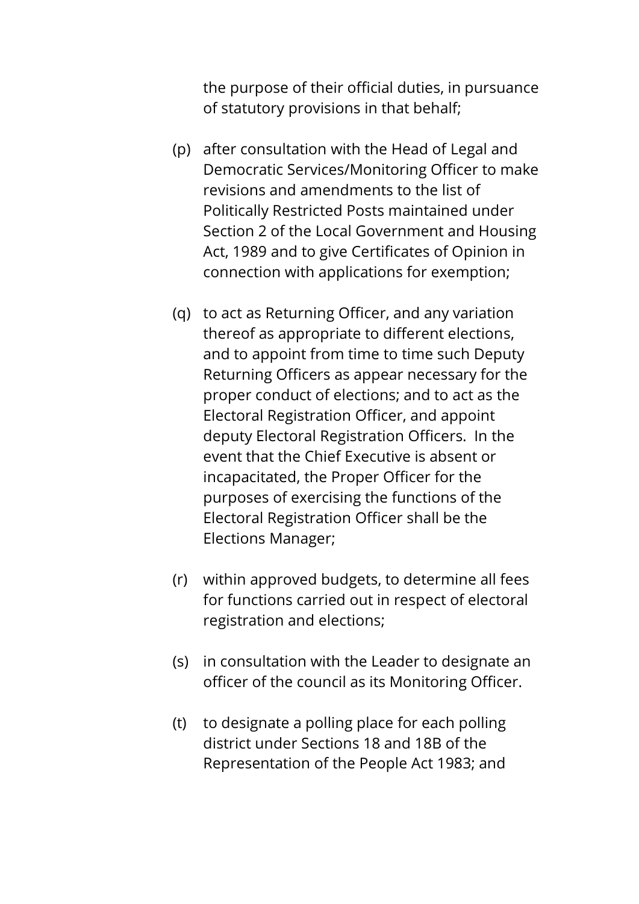the purpose of their official duties, in pursuance of statutory provisions in that behalf;

(p) after consultation with the Head of Legal and Democratic Services/Monitoring Officer to make revisions and amendments to the list of Politically Restricted Posts maintained under Section 2 of the Local Government and Housing Act, 1989 and to give Certificates of Opinion in connection with applications for exemption;

(q) to act as Returning Officer, and any variation thereof as appropriate to different elections, and to appoint from time to time such Deputy Returning Officers as appear necessary for the proper conduct of elections; and to act as the Electoral Registration Officer, and appoint deputy Electoral Registration Officers. In the event that the Chief Executive is absent or incapacitated, the Proper Officer for the purposes of exercising the functions of the Electoral Registration Officer shall be the Elections Manager;

(r) within approved budgets, to determine all fees for functions carried out in respect of electoral registration and elections;

(s) in consultation with the Leader to designate an officer of the council as its Monitoring Officer.

(t) to designate a polling place for each polling district under Sections 18 and 18B of the Representation of the People Act 1983; and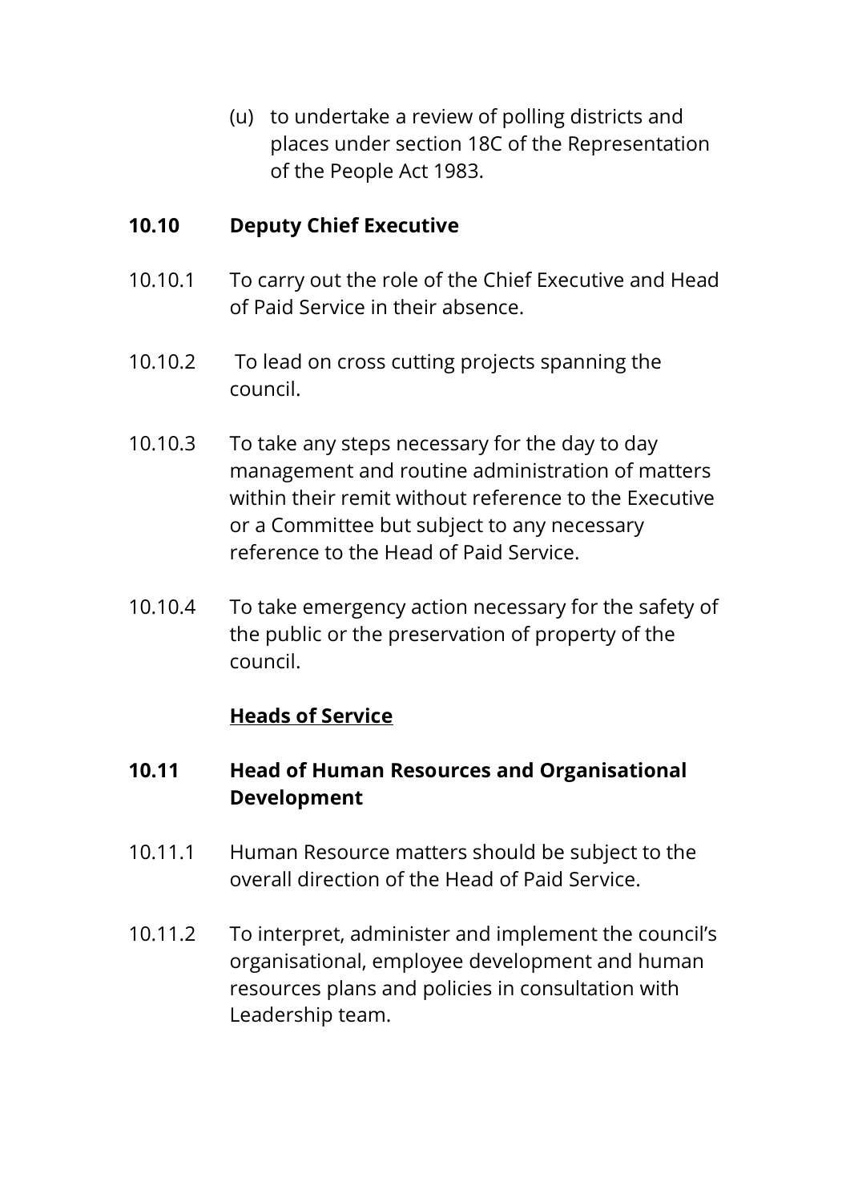(u) to undertake a review of polling districts and places under section 18C of the Representation of the People Act 1983.

## 10.10 Deputy Chief Executive

10.10.1 To carry out the role of the Chief Executive and Head of Paid Service in their absence.

10.10.2 To lead on cross cutting projects spanning the council.

10.10.3 To take any steps necessary for the day to day management and routine administration of matters within their remit without reference to the Executive or a Committee but subject to any necessary reference to the Head of Paid Service.

10.10.4 To take emergency action necessary for the safety of the public or the preservation of property of the council.

**Heads of Service**

## 10.11 Head of Human Resources and Organisational Development

10.11.1 Human Resource matters should be subject to the overall direction of the Head of Paid Service.

10.11.2 To interpret, administer and implement the council's organisational, employee development and human resources plans and policies in consultation with Leadership team.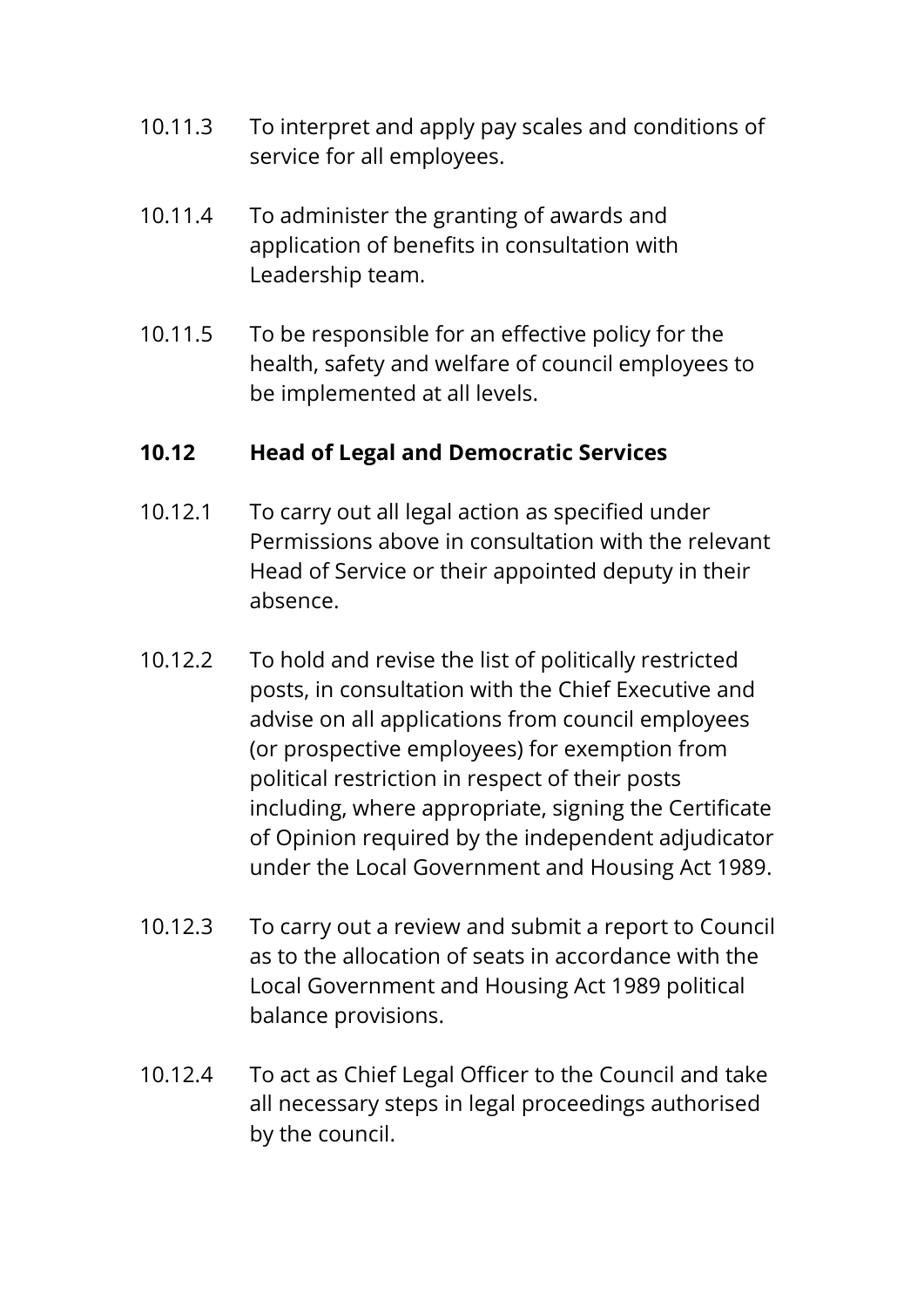10.11.3 To interpret and apply pay scales and conditions of service for all employees.

10.11.4 To administer the granting of awards and application of benefits in consultation with Leadership team.

10.11.5 To be responsible for an effective policy for the health, safety and welfare of council employees to be implemented at all levels.

**10.12 Head of Legal and Democratic Services**

10.12.1 To carry out all legal action as specified under Permissions above in consultation with the relevant Head of Service or their appointed deputy in their absence.

10.12.2 To hold and revise the list of politically restricted posts, in consultation with the Chief Executive and advise on all applications from council employees (or prospective employees) for exemption from political restriction in respect of their posts including, where appropriate, signing the Certificate of Opinion required by the independent adjudicator under the Local Government and Housing Act 1989.

10.12.3 To carry out a review and submit a report to Council as to the allocation of seats in accordance with the Local Government and Housing Act 1989 political balance provisions.

10.12.4 To act as Chief Legal Officer to the Council and take all necessary steps in legal proceedings authorised by the council.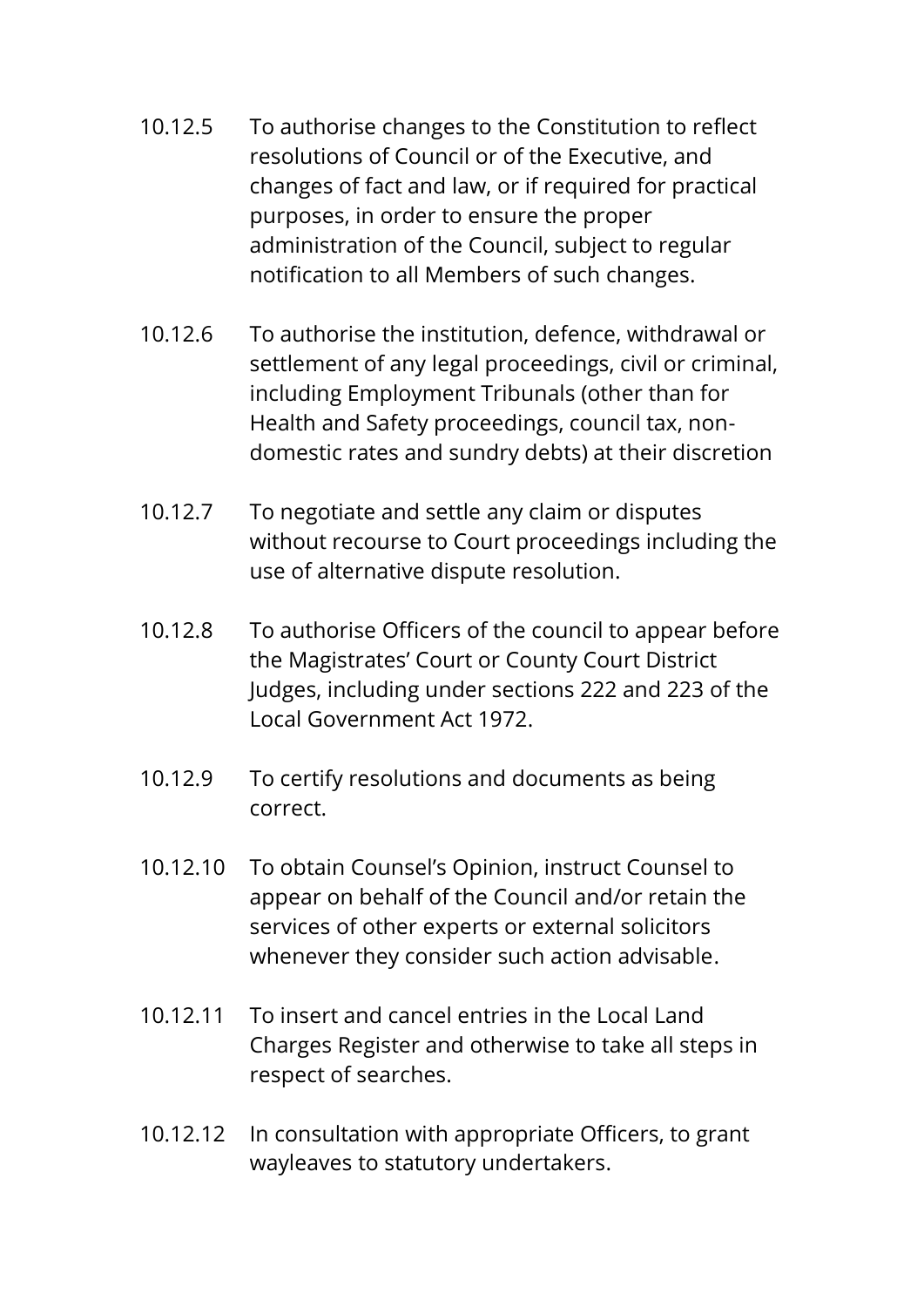10.12.5 To authorise changes to the Constitution to reflect resolutions of Council or of the Executive, and changes of fact and law, or if required for practical purposes, in order to ensure the proper administration of the Council, subject to regular notification to all Members of such changes.

10.12.6 To authorise the institution, defence, withdrawal or settlement of any legal proceedings, civil or criminal, including Employment Tribunals (other than for Health and Safety proceedings, council tax, non-domestic rates and sundry debts) at their discretion

10.12.7 To negotiate and settle any claim or disputes without recourse to Court proceedings including the use of alternative dispute resolution.

10.12.8 To authorise Officers of the council to appear before the Magistrates' Court or County Court District Judges, including under sections 222 and 223 of the Local Government Act 1972.

10.12.9 To certify resolutions and documents as being correct.

10.12.10 To obtain Counsel's Opinion, instruct Counsel to appear on behalf of the Council and/or retain the services of other experts or external solicitors whenever they consider such action advisable.

10.12.11 To insert and cancel entries in the Local Land Charges Register and otherwise to take all steps in respect of searches.

10.12.12 In consultation with appropriate Officers, to grant wayleaves to statutory undertakers.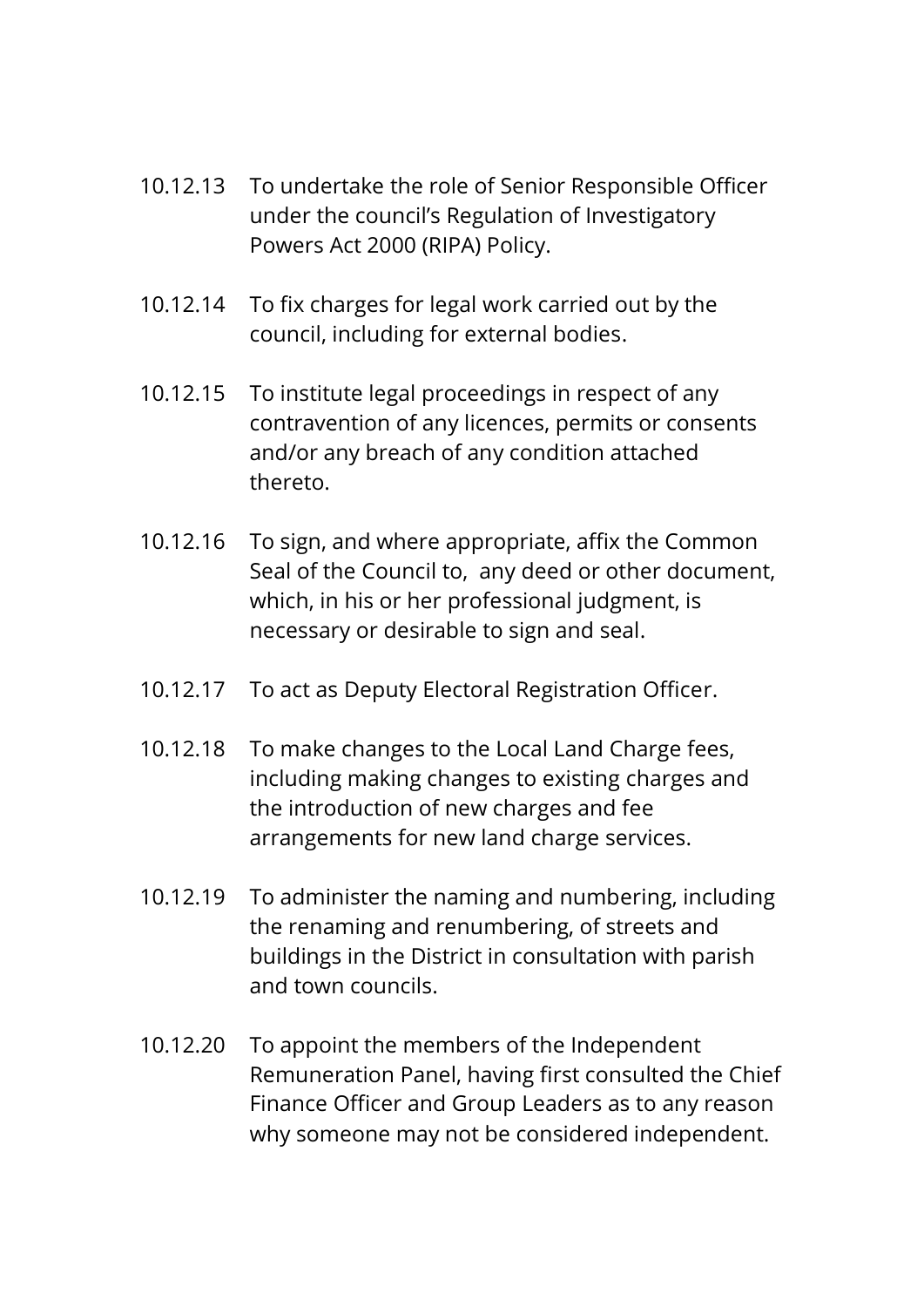10.12.13 To undertake the role of Senior Responsible Officer under the council's Regulation of Investigatory Powers Act 2000 (RIPA) Policy.

10.12.14 To fix charges for legal work carried out by the council, including for external bodies.

10.12.15 To institute legal proceedings in respect of any contravention of any licences, permits or consents and/or any breach of any condition attached thereto.

10.12.16 To sign, and where appropriate, affix the Common Seal of the Council to, any deed or other document, which, in his or her professional judgment, is necessary or desirable to sign and seal.

10.12.17 To act as Deputy Electoral Registration Officer.

10.12.18 To make changes to the Local Land Charge fees, including making changes to existing charges and the introduction of new charges and fee arrangements for new land charge services.

10.12.19 To administer the naming and numbering, including the renaming and renumbering, of streets and buildings in the District in consultation with parish and town councils.

10.12.20 To appoint the members of the Independent Remuneration Panel, having first consulted the Chief Finance Officer and Group Leaders as to any reason why someone may not be considered independent.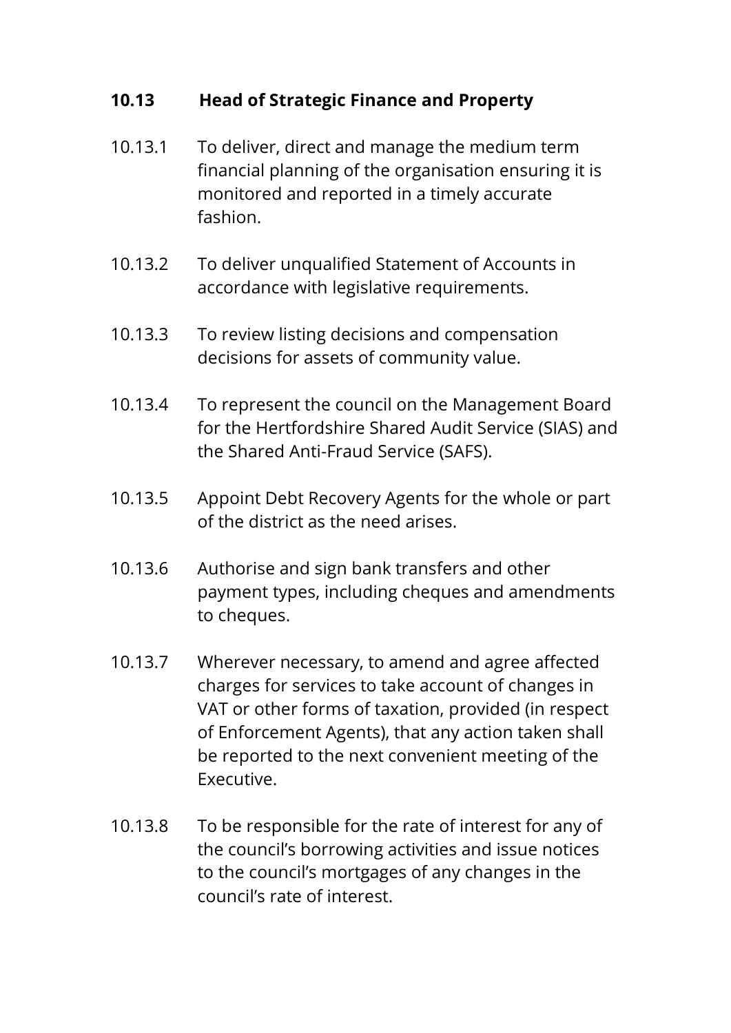### 10.13 Head of Strategic Finance and Property

10.13.1 To deliver, direct and manage the medium term financial planning of the organisation ensuring it is monitored and reported in a timely accurate fashion.

10.13.2 To deliver unqualified Statement of Accounts in accordance with legislative requirements.

10.13.3 To review listing decisions and compensation decisions for assets of community value.

10.13.4 To represent the council on the Management Board for the Hertfordshire Shared Audit Service (SIAS) and the Shared Anti-Fraud Service (SAFS).

10.13.5 Appoint Debt Recovery Agents for the whole or part of the district as the need arises.

10.13.6 Authorise and sign bank transfers and other payment types, including cheques and amendments to cheques.

10.13.7 Wherever necessary, to amend and agree affected charges for services to take account of changes in VAT or other forms of taxation, provided (in respect of Enforcement Agents), that any action taken shall be reported to the next convenient meeting of the Executive.

10.13.8 To be responsible for the rate of interest for any of the council's borrowing activities and issue notices to the council's mortgages of any changes in the council's rate of interest.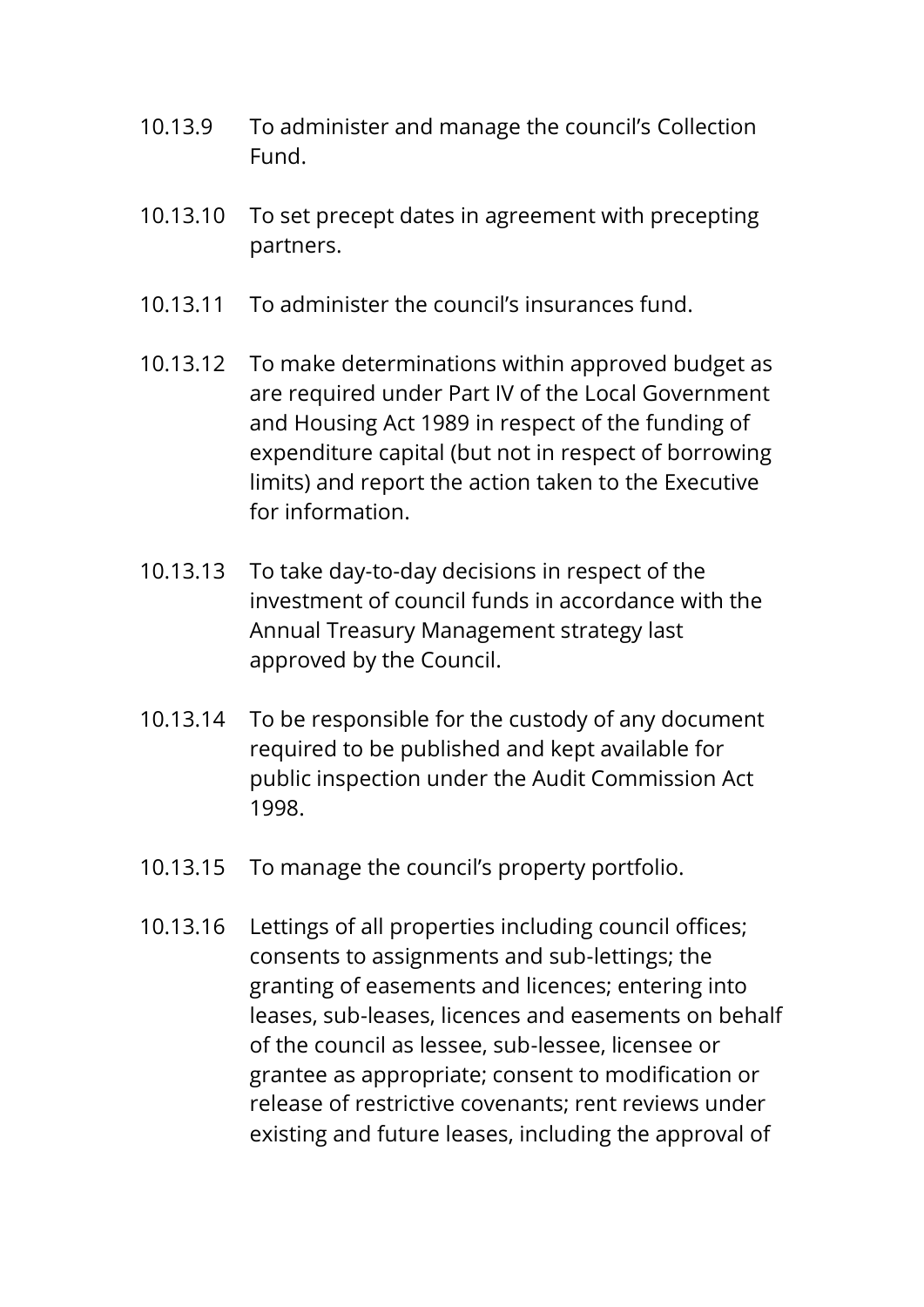10.13.9 To administer and manage the council's Collection Fund.

10.13.10 To set precept dates in agreement with precepting partners.

10.13.11 To administer the council's insurances fund.

10.13.12 To make determinations within approved budget as are required under Part IV of the Local Government and Housing Act 1989 in respect of the funding of expenditure capital (but not in respect of borrowing limits) and report the action taken to the Executive for information.

10.13.13 To take day-to-day decisions in respect of the investment of council funds in accordance with the Annual Treasury Management strategy last approved by the Council.

10.13.14 To be responsible for the custody of any document required to be published and kept available for public inspection under the Audit Commission Act 1998.

10.13.15 To manage the council's property portfolio.

10.13.16 Lettings of all properties including council offices; consents to assignments and sub-lettings; the granting of easements and licences; entering into leases, sub-leases, licences and easements on behalf of the council as lessee, sub-lessee, licensee or grantee as appropriate; consent to modification or release of restrictive covenants; rent reviews under existing and future leases, including the approval of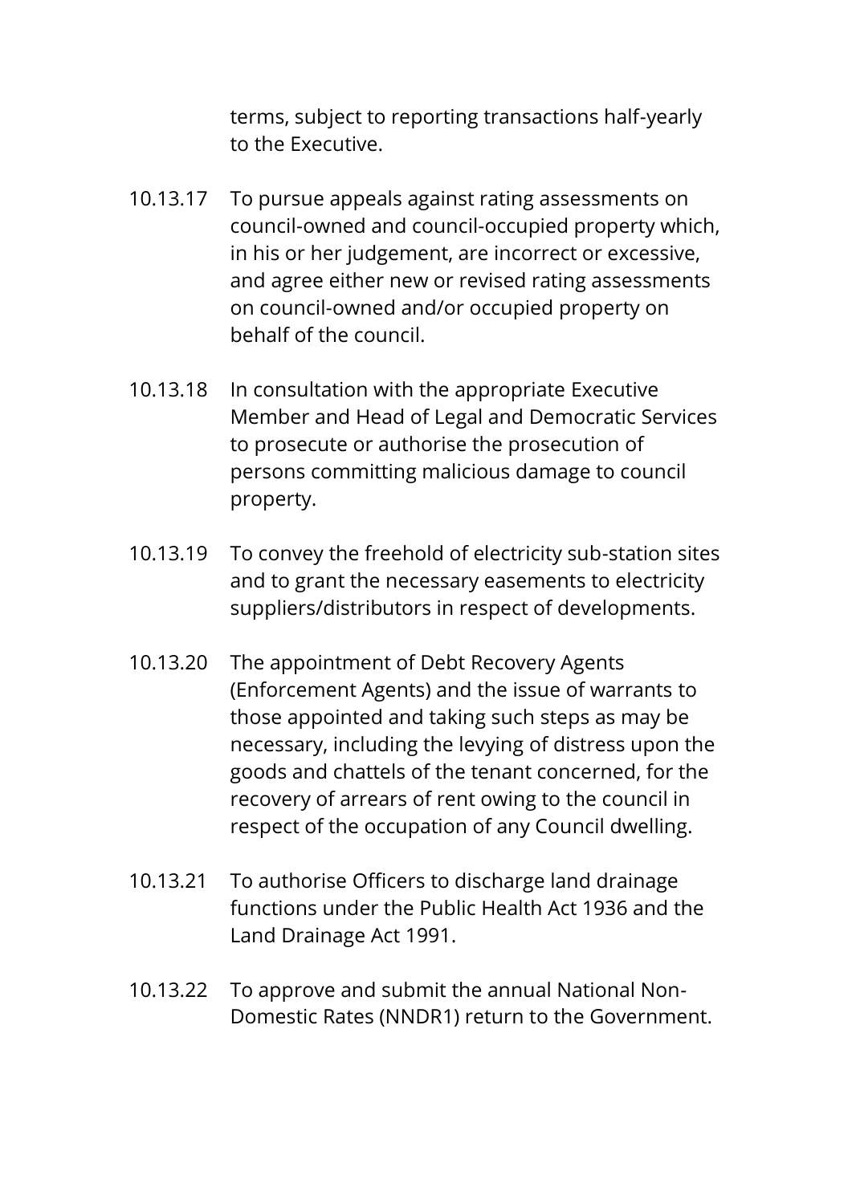terms, subject to reporting transactions half-yearly to the Executive.

10.13.17 To pursue appeals against rating assessments on council-owned and council-occupied property which, in his or her judgement, are incorrect or excessive, and agree either new or revised rating assessments on council-owned and/or occupied property on behalf of the council.

10.13.18 In consultation with the appropriate Executive Member and Head of Legal and Democratic Services to prosecute or authorise the prosecution of persons committing malicious damage to council property.

10.13.19 To convey the freehold of electricity sub-station sites and to grant the necessary easements to electricity suppliers/distributors in respect of developments.

10.13.20 The appointment of Debt Recovery Agents (Enforcement Agents) and the issue of warrants to those appointed and taking such steps as may be necessary, including the levying of distress upon the goods and chattels of the tenant concerned, for the recovery of arrears of rent owing to the council in respect of the occupation of any Council dwelling.

10.13.21 To authorise Officers to discharge land drainage functions under the Public Health Act 1936 and the Land Drainage Act 1991.

10.13.22 To approve and submit the annual National Non-Domestic Rates (NNDR1) return to the Government.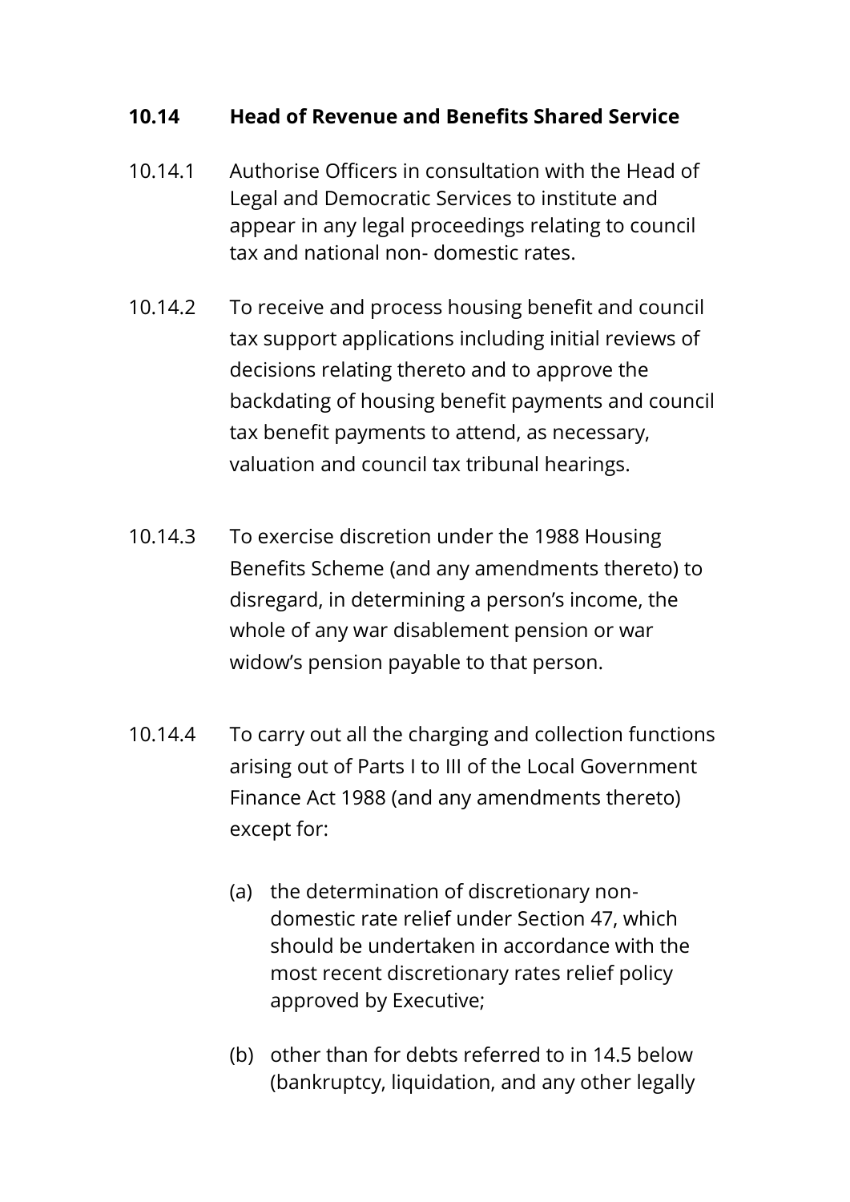### 10.14 Head of Revenue and Benefits Shared Service

10.14.1 Authorise Officers in consultation with the Head of Legal and Democratic Services to institute and appear in any legal proceedings relating to council tax and national non- domestic rates.

10.14.2 To receive and process housing benefit and council tax support applications including initial reviews of decisions relating thereto and to approve the backdating of housing benefit payments and council tax benefit payments to attend, as necessary, valuation and council tax tribunal hearings.

10.14.3 To exercise discretion under the 1988 Housing Benefits Scheme (and any amendments thereto) to disregard, in determining a person's income, the whole of any war disablement pension or war widow's pension payable to that person.

10.14.4 To carry out all the charging and collection functions arising out of Parts I to III of the Local Government Finance Act 1988 (and any amendments thereto) except for:

(a) the determination of discretionary non-domestic rate relief under Section 47, which should be undertaken in accordance with the most recent discretionary rates relief policy approved by Executive;

(b) other than for debts referred to in 14.5 below (bankruptcy, liquidation, and any other legally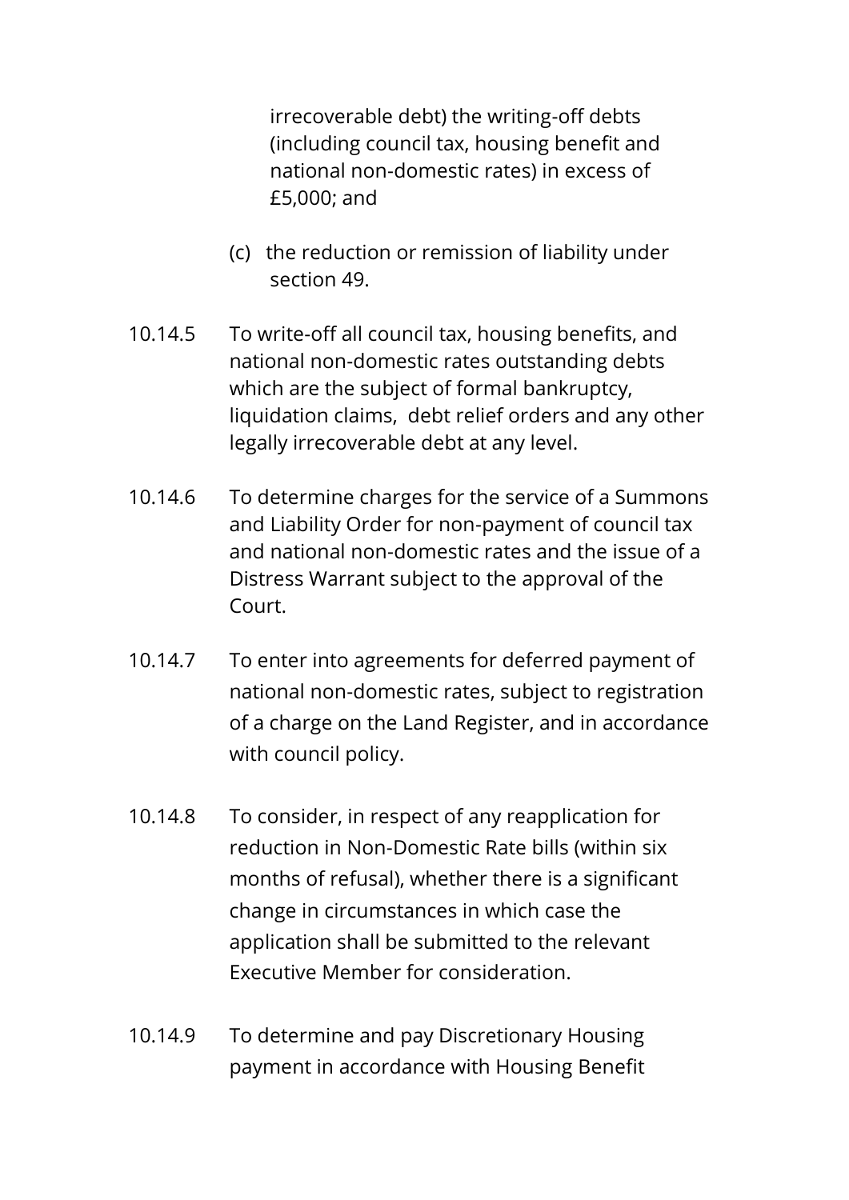irrecoverable debt) the writing-off debts (including council tax, housing benefit and national non-domestic rates) in excess of £5,000; and

(c) the reduction or remission of liability under section 49.

10.14.5 To write-off all council tax, housing benefits, and national non-domestic rates outstanding debts which are the subject of formal bankruptcy, liquidation claims, debt relief orders and any other legally irrecoverable debt at any level.

10.14.6 To determine charges for the service of a Summons and Liability Order for non-payment of council tax and national non-domestic rates and the issue of a Distress Warrant subject to the approval of the Court.

10.14.7 To enter into agreements for deferred payment of national non-domestic rates, subject to registration of a charge on the Land Register, and in accordance with council policy.

10.14.8 To consider, in respect of any reapplication for reduction in Non-Domestic Rate bills (within six months of refusal), whether there is a significant change in circumstances in which case the application shall be submitted to the relevant Executive Member for consideration.

10.14.9 To determine and pay Discretionary Housing payment in accordance with Housing Benefit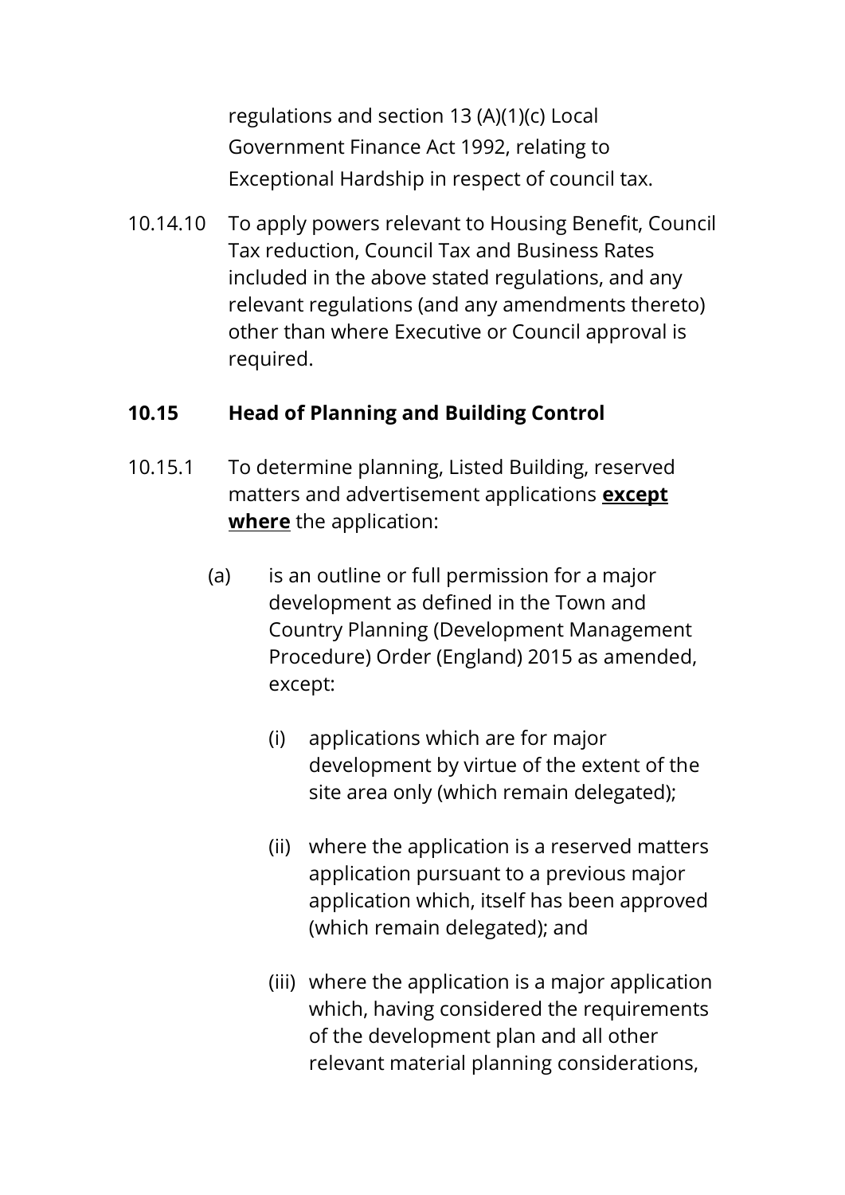regulations and section 13 (A)(1)(c) Local Government Finance Act 1992, relating to Exceptional Hardship in respect of council tax.

10.14.10 To apply powers relevant to Housing Benefit, Council Tax reduction, Council Tax and Business Rates included in the above stated regulations, and any relevant regulations (and any amendments thereto) other than where Executive or Council approval is required.

### 10.15 Head of Planning and Building Control

10.15.1 To determine planning, Listed Building, reserved matters and advertisement applications **<u>except where</u>** the application:

(a) is an outline or full permission for a major development as defined in the Town and Country Planning (Development Management Procedure) Order (England) 2015 as amended, except:

(i) applications which are for major development by virtue of the extent of the site area only (which remain delegated);

(ii) where the application is a reserved matters application pursuant to a previous major application which, itself has been approved (which remain delegated); and

(iii) where the application is a major application which, having considered the requirements of the development plan and all other relevant material planning considerations,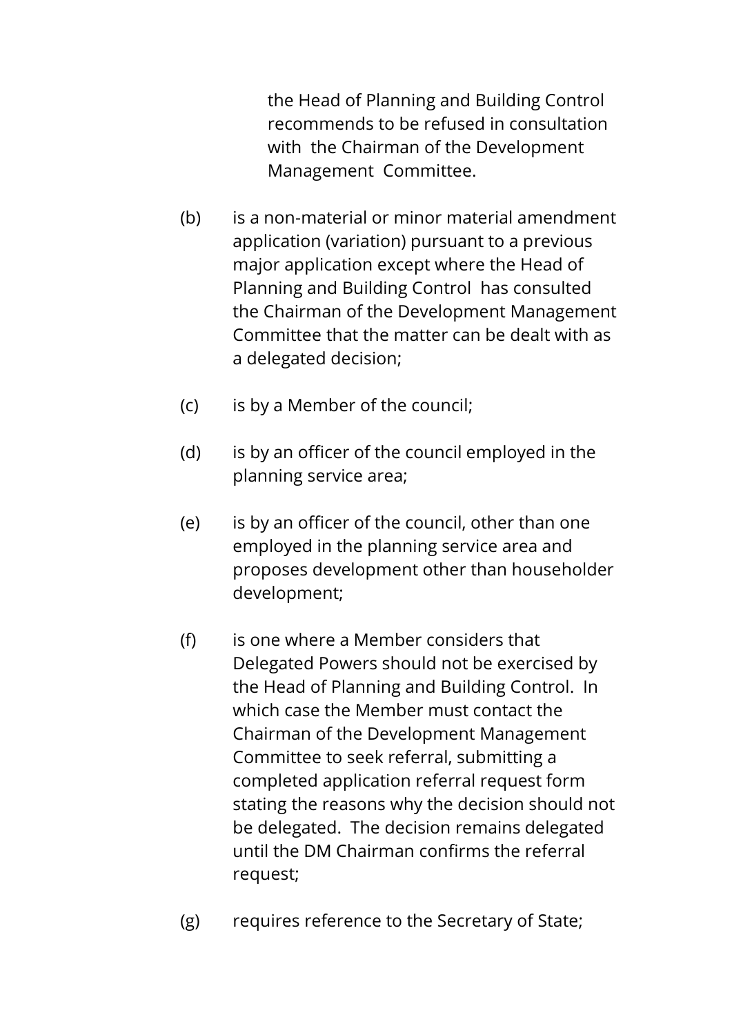the Head of Planning and Building Control recommends to be refused in consultation with the Chairman of the Development Management Committee.

(b) is a non-material or minor material amendment application (variation) pursuant to a previous major application except where the Head of Planning and Building Control has consulted the Chairman of the Development Management Committee that the matter can be dealt with as a delegated decision;

(c) is by a Member of the council;

(d) is by an officer of the council employed in the planning service area;

(e) is by an officer of the council, other than one employed in the planning service area and proposes development other than householder development;

(f) is one where a Member considers that Delegated Powers should not be exercised by the Head of Planning and Building Control. In which case the Member must contact the Chairman of the Development Management Committee to seek referral, submitting a completed application referral request form stating the reasons why the decision should not be delegated. The decision remains delegated until the DM Chairman confirms the referral request;

(g) requires reference to the Secretary of State;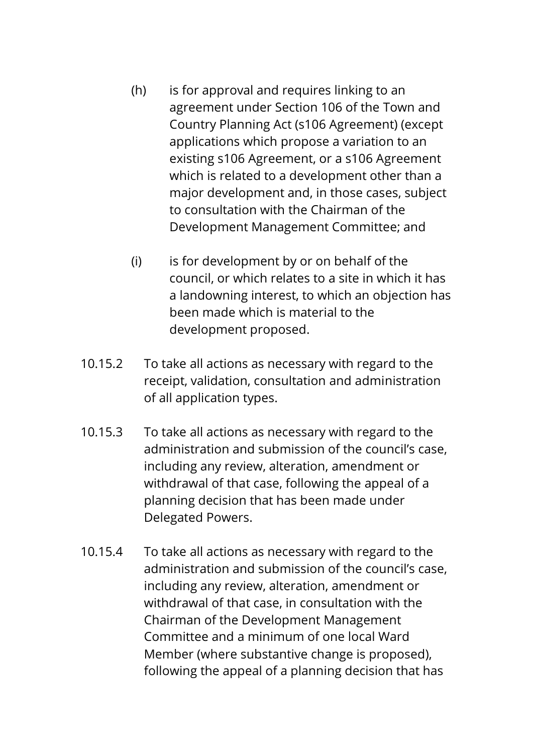(h) is for approval and requires linking to an agreement under Section 106 of the Town and Country Planning Act (s106 Agreement) (except applications which propose a variation to an existing s106 Agreement, or a s106 Agreement which is related to a development other than a major development and, in those cases, subject to consultation with the Chairman of the Development Management Committee; and

(i) is for development by or on behalf of the council, or which relates to a site in which it has a landowning interest, to which an objection has been made which is material to the development proposed.

10.15.2 To take all actions as necessary with regard to the receipt, validation, consultation and administration of all application types.

10.15.3 To take all actions as necessary with regard to the administration and submission of the council's case, including any review, alteration, amendment or withdrawal of that case, following the appeal of a planning decision that has been made under Delegated Powers.

10.15.4 To take all actions as necessary with regard to the administration and submission of the council's case, including any review, alteration, amendment or withdrawal of that case, in consultation with the Chairman of the Development Management Committee and a minimum of one local Ward Member (where substantive change is proposed), following the appeal of a planning decision that has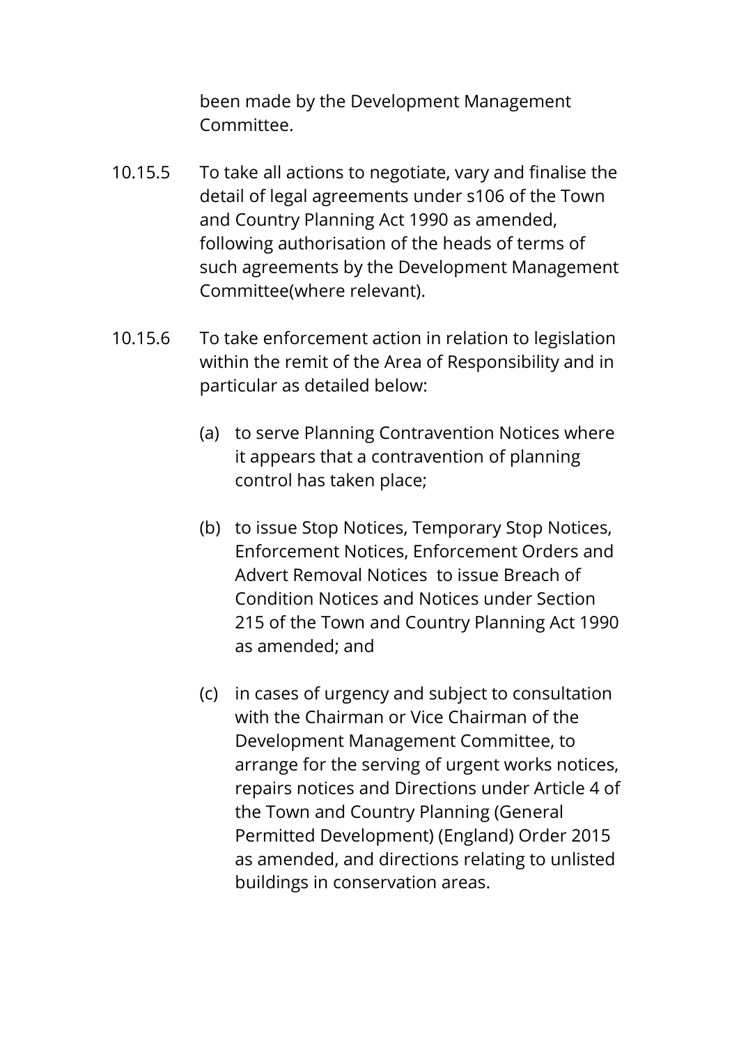been made by the Development Management Committee.

10.15.5 To take all actions to negotiate, vary and finalise the detail of legal agreements under s106 of the Town and Country Planning Act 1990 as amended, following authorisation of the heads of terms of such agreements by the Development Management Committee(where relevant).

10.15.6 To take enforcement action in relation to legislation within the remit of the Area of Responsibility and in particular as detailed below:

(a) to serve Planning Contravention Notices where it appears that a contravention of planning control has taken place;

(b) to issue Stop Notices, Temporary Stop Notices, Enforcement Notices, Enforcement Orders and Advert Removal Notices to issue Breach of Condition Notices and Notices under Section 215 of the Town and Country Planning Act 1990 as amended; and

(c) in cases of urgency and subject to consultation with the Chairman or Vice Chairman of the Development Management Committee, to arrange for the serving of urgent works notices, repairs notices and Directions under Article 4 of the Town and Country Planning (General Permitted Development) (England) Order 2015 as amended, and directions relating to unlisted buildings in conservation areas.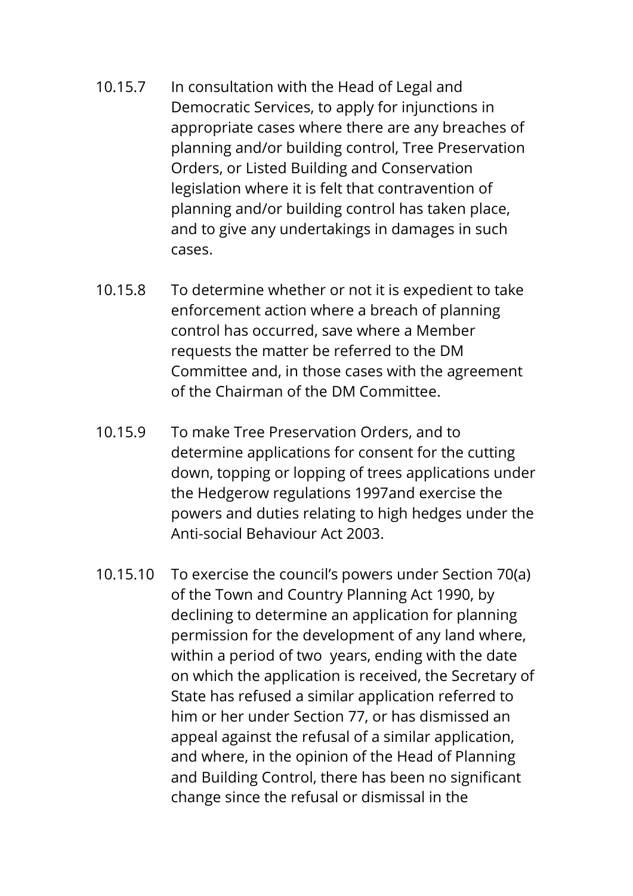10.15.7 In consultation with the Head of Legal and Democratic Services, to apply for injunctions in appropriate cases where there are any breaches of planning and/or building control, Tree Preservation Orders, or Listed Building and Conservation legislation where it is felt that contravention of planning and/or building control has taken place, and to give any undertakings in damages in such cases.

10.15.8 To determine whether or not it is expedient to take enforcement action where a breach of planning control has occurred, save where a Member requests the matter be referred to the DM Committee and, in those cases with the agreement of the Chairman of the DM Committee.

10.15.9 To make Tree Preservation Orders, and to determine applications for consent for the cutting down, topping or lopping of trees applications under the Hedgerow regulations 1997and exercise the powers and duties relating to high hedges under the Anti-social Behaviour Act 2003.

10.15.10 To exercise the council's powers under Section 70(a) of the Town and Country Planning Act 1990, by declining to determine an application for planning permission for the development of any land where, within a period of two years, ending with the date on which the application is received, the Secretary of State has refused a similar application referred to him or her under Section 77, or has dismissed an appeal against the refusal of a similar application, and where, in the opinion of the Head of Planning and Building Control, there has been no significant change since the refusal or dismissal in the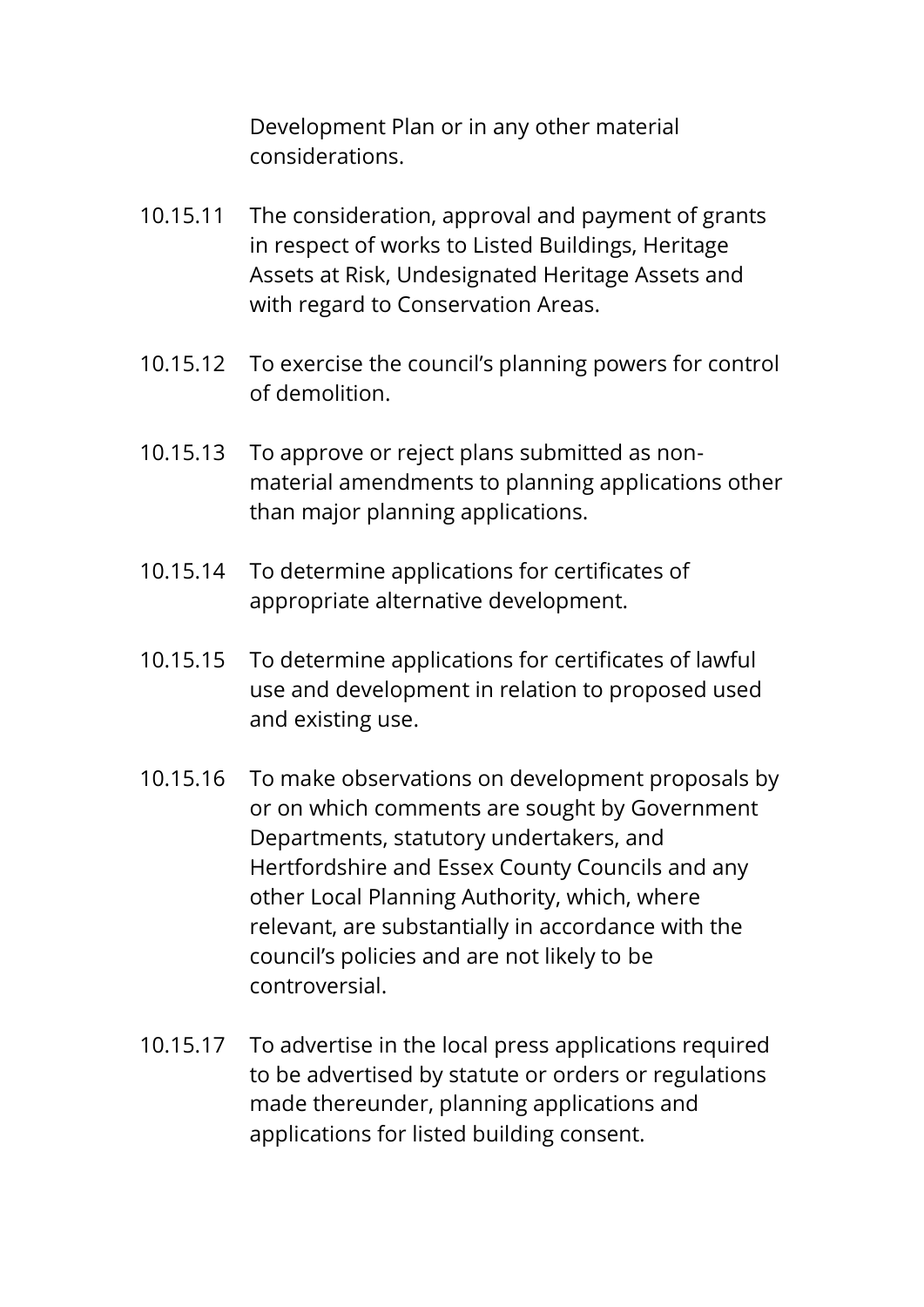Development Plan or in any other material considerations.

10.15.11 The consideration, approval and payment of grants in respect of works to Listed Buildings, Heritage Assets at Risk, Undesignated Heritage Assets and with regard to Conservation Areas.

10.15.12 To exercise the council's planning powers for control of demolition.

10.15.13 To approve or reject plans submitted as non-material amendments to planning applications other than major planning applications.

10.15.14 To determine applications for certificates of appropriate alternative development.

10.15.15 To determine applications for certificates of lawful use and development in relation to proposed used and existing use.

10.15.16 To make observations on development proposals by or on which comments are sought by Government Departments, statutory undertakers, and Hertfordshire and Essex County Councils and any other Local Planning Authority, which, where relevant, are substantially in accordance with the council's policies and are not likely to be controversial.

10.15.17 To advertise in the local press applications required to be advertised by statute or orders or regulations made thereunder, planning applications and applications for listed building consent.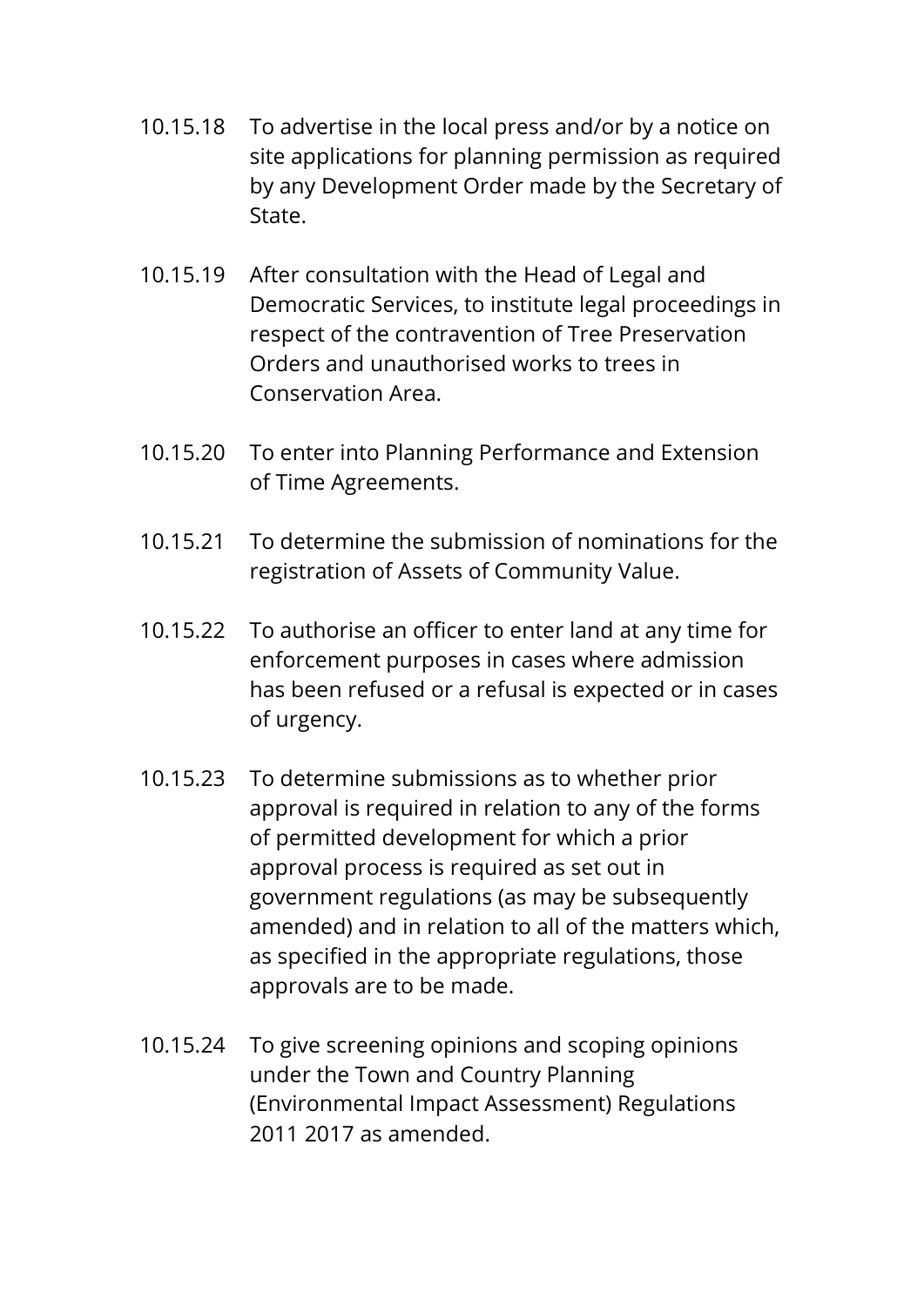10.15.18 To advertise in the local press and/or by a notice on site applications for planning permission as required by any Development Order made by the Secretary of State.

10.15.19 After consultation with the Head of Legal and Democratic Services, to institute legal proceedings in respect of the contravention of Tree Preservation Orders and unauthorised works to trees in Conservation Area.

10.15.20 To enter into Planning Performance and Extension of Time Agreements.

10.15.21 To determine the submission of nominations for the registration of Assets of Community Value.

10.15.22 To authorise an officer to enter land at any time for enforcement purposes in cases where admission has been refused or a refusal is expected or in cases of urgency.

10.15.23 To determine submissions as to whether prior approval is required in relation to any of the forms of permitted development for which a prior approval process is required as set out in government regulations (as may be subsequently amended) and in relation to all of the matters which, as specified in the appropriate regulations, those approvals are to be made.

10.15.24 To give screening opinions and scoping opinions under the Town and Country Planning (Environmental Impact Assessment) Regulations 2011 2017 as amended.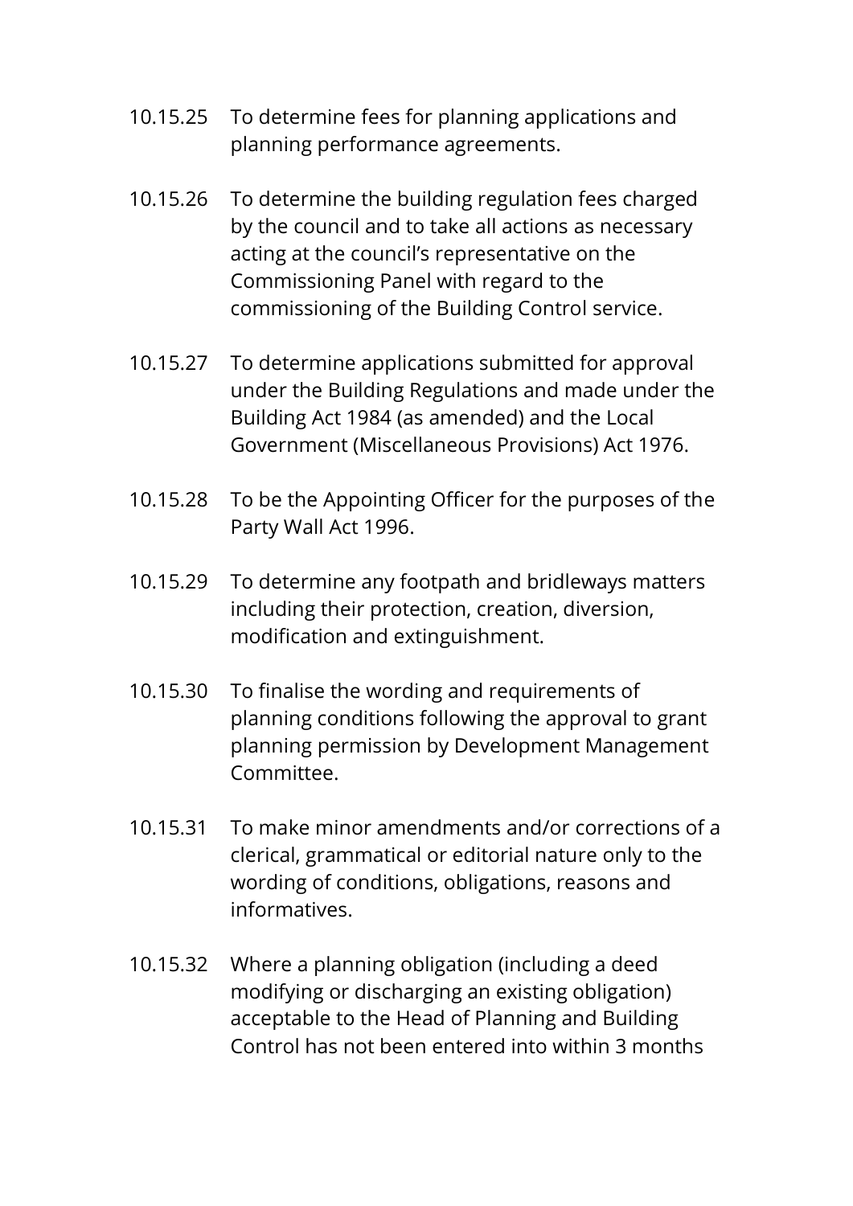10.15.25 To determine fees for planning applications and planning performance agreements.

10.15.26 To determine the building regulation fees charged by the council and to take all actions as necessary acting at the council's representative on the Commissioning Panel with regard to the commissioning of the Building Control service.

10.15.27 To determine applications submitted for approval under the Building Regulations and made under the Building Act 1984 (as amended) and the Local Government (Miscellaneous Provisions) Act 1976.

10.15.28 To be the Appointing Officer for the purposes of the Party Wall Act 1996.

10.15.29 To determine any footpath and bridleways matters including their protection, creation, diversion, modification and extinguishment.

10.15.30 To finalise the wording and requirements of planning conditions following the approval to grant planning permission by Development Management Committee.

10.15.31 To make minor amendments and/or corrections of a clerical, grammatical or editorial nature only to the wording of conditions, obligations, reasons and informatives.

10.15.32 Where a planning obligation (including a deed modifying or discharging an existing obligation) acceptable to the Head of Planning and Building Control has not been entered into within 3 months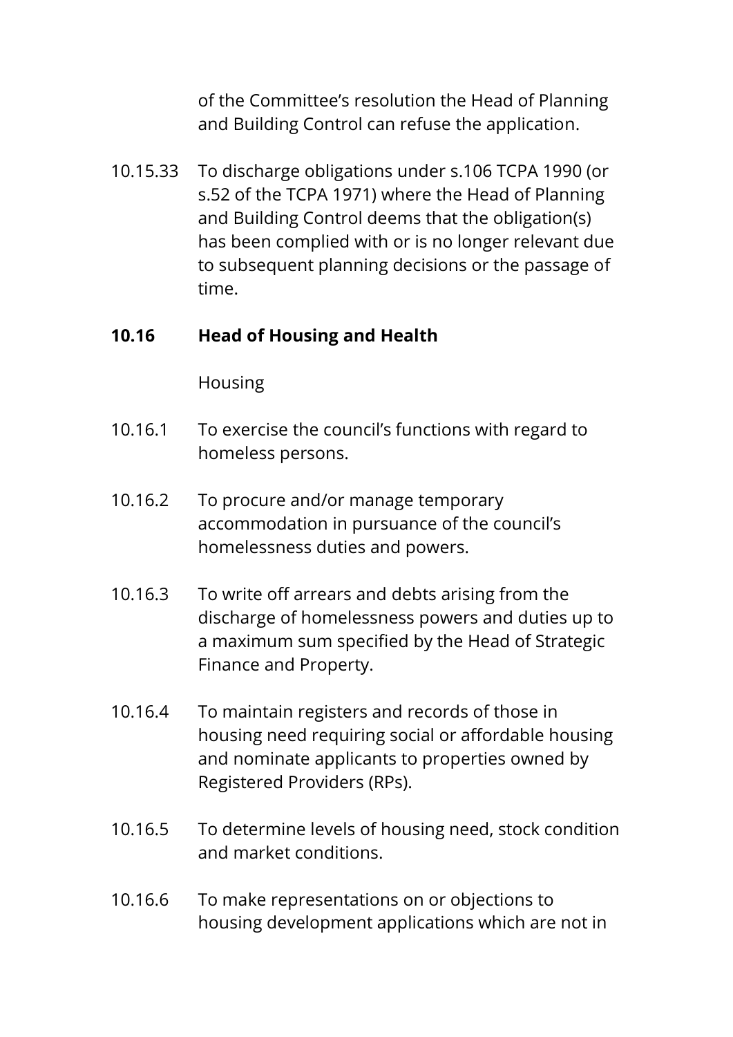of the Committee's resolution the Head of Planning and Building Control can refuse the application.

10.15.33 To discharge obligations under s.106 TCPA 1990 (or s.52 of the TCPA 1971) where the Head of Planning and Building Control deems that the obligation(s) has been complied with or is no longer relevant due to subsequent planning decisions or the passage of time.

**10.16 Head of Housing and Health**

Housing

10.16.1 To exercise the council's functions with regard to homeless persons.

10.16.2 To procure and/or manage temporary accommodation in pursuance of the council's homelessness duties and powers.

10.16.3 To write off arrears and debts arising from the discharge of homelessness powers and duties up to a maximum sum specified by the Head of Strategic Finance and Property.

10.16.4 To maintain registers and records of those in housing need requiring social or affordable housing and nominate applicants to properties owned by Registered Providers (RPs).

10.16.5 To determine levels of housing need, stock condition and market conditions.

10.16.6 To make representations on or objections to housing development applications which are not in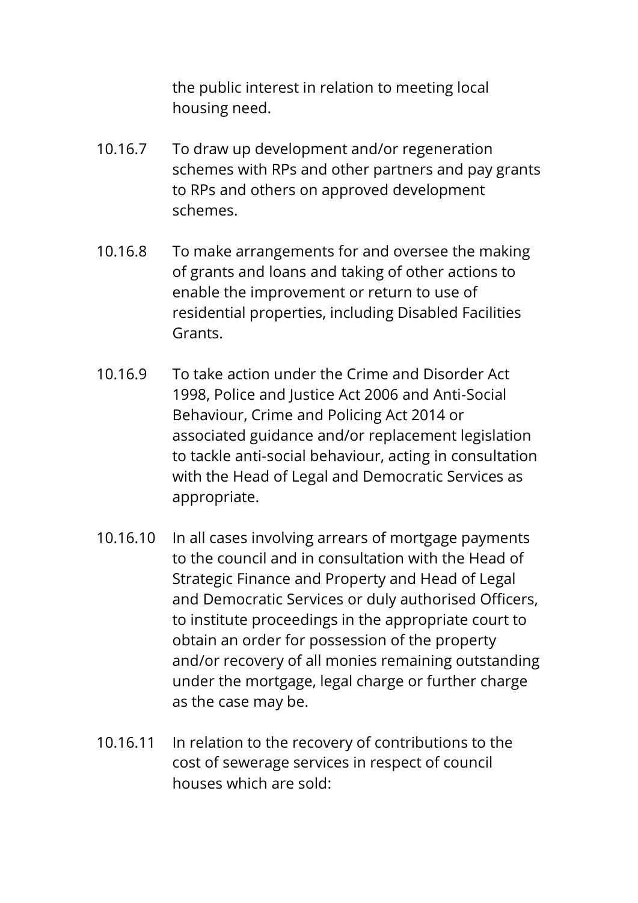the public interest in relation to meeting local housing need.

10.16.7 To draw up development and/or regeneration schemes with RPs and other partners and pay grants to RPs and others on approved development schemes.

10.16.8 To make arrangements for and oversee the making of grants and loans and taking of other actions to enable the improvement or return to use of residential properties, including Disabled Facilities Grants.

10.16.9 To take action under the Crime and Disorder Act 1998, Police and Justice Act 2006 and Anti-Social Behaviour, Crime and Policing Act 2014 or associated guidance and/or replacement legislation to tackle anti-social behaviour, acting in consultation with the Head of Legal and Democratic Services as appropriate.

10.16.10 In all cases involving arrears of mortgage payments to the council and in consultation with the Head of Strategic Finance and Property and Head of Legal and Democratic Services or duly authorised Officers, to institute proceedings in the appropriate court to obtain an order for possession of the property and/or recovery of all monies remaining outstanding under the mortgage, legal charge or further charge as the case may be.

10.16.11 In relation to the recovery of contributions to the cost of sewerage services in respect of council houses which are sold: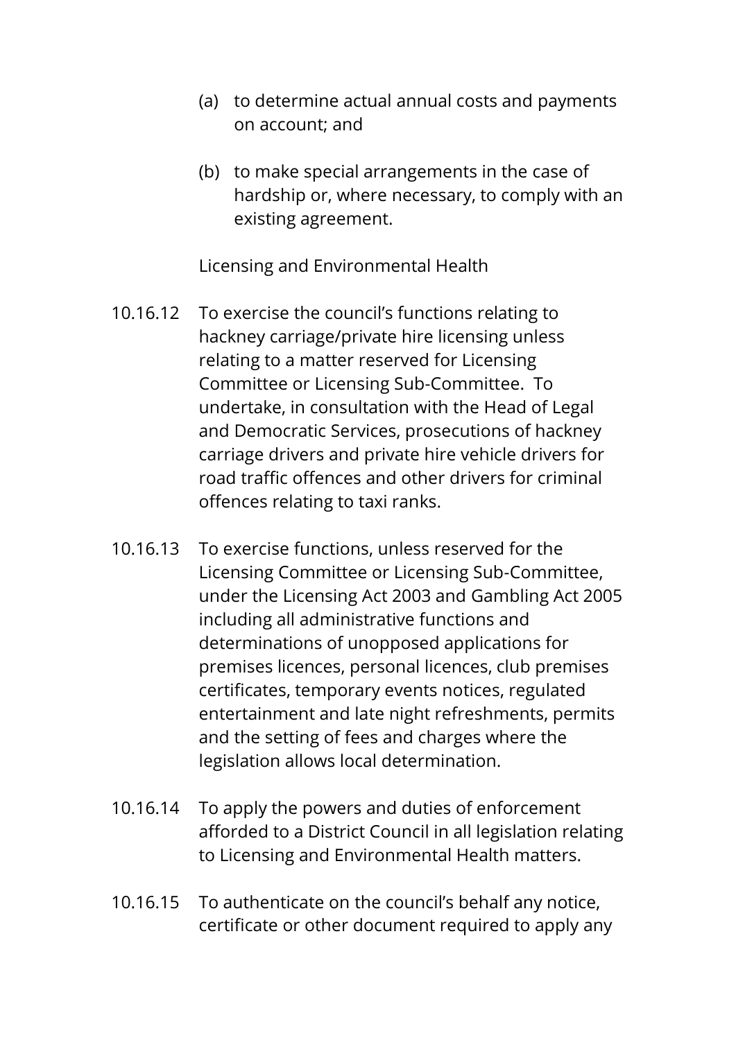(a) to determine actual annual costs and payments on account; and

(b) to make special arrangements in the case of hardship or, where necessary, to comply with an existing agreement.

Licensing and Environmental Health

10.16.12 To exercise the council's functions relating to hackney carriage/private hire licensing unless relating to a matter reserved for Licensing Committee or Licensing Sub-Committee. To undertake, in consultation with the Head of Legal and Democratic Services, prosecutions of hackney carriage drivers and private hire vehicle drivers for road traffic offences and other drivers for criminal offences relating to taxi ranks.

10.16.13 To exercise functions, unless reserved for the Licensing Committee or Licensing Sub-Committee, under the Licensing Act 2003 and Gambling Act 2005 including all administrative functions and determinations of unopposed applications for premises licences, personal licences, club premises certificates, temporary events notices, regulated entertainment and late night refreshments, permits and the setting of fees and charges where the legislation allows local determination.

10.16.14 To apply the powers and duties of enforcement afforded to a District Council in all legislation relating to Licensing and Environmental Health matters.

10.16.15 To authenticate on the council's behalf any notice, certificate or other document required to apply any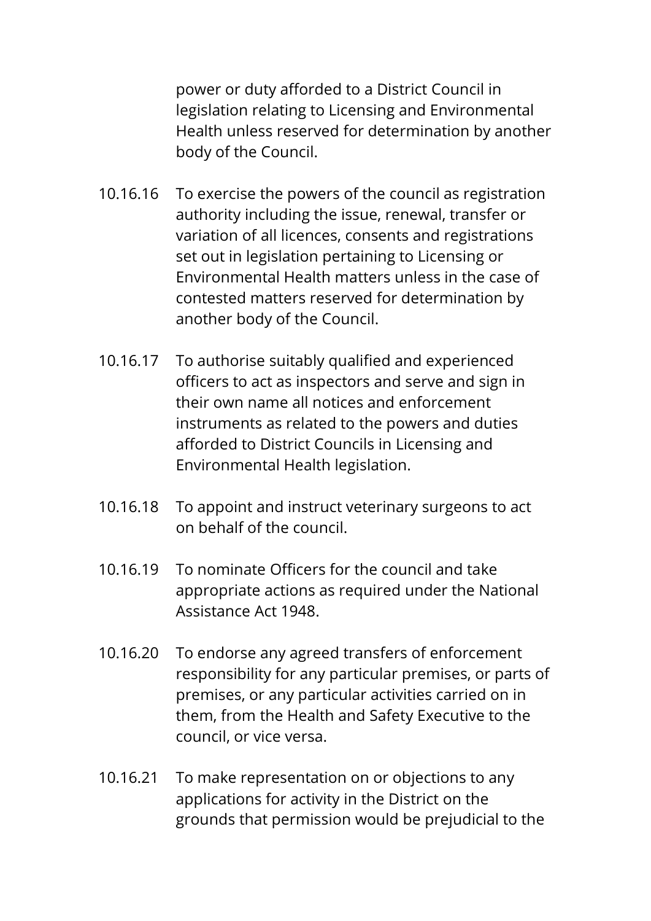power or duty afforded to a District Council in legislation relating to Licensing and Environmental Health unless reserved for determination by another body of the Council.

10.16.16 To exercise the powers of the council as registration authority including the issue, renewal, transfer or variation of all licences, consents and registrations set out in legislation pertaining to Licensing or Environmental Health matters unless in the case of contested matters reserved for determination by another body of the Council.

10.16.17 To authorise suitably qualified and experienced officers to act as inspectors and serve and sign in their own name all notices and enforcement instruments as related to the powers and duties afforded to District Councils in Licensing and Environmental Health legislation.

10.16.18 To appoint and instruct veterinary surgeons to act on behalf of the council.

10.16.19 To nominate Officers for the council and take appropriate actions as required under the National Assistance Act 1948.

10.16.20 To endorse any agreed transfers of enforcement responsibility for any particular premises, or parts of premises, or any particular activities carried on in them, from the Health and Safety Executive to the council, or vice versa.

10.16.21 To make representation on or objections to any applications for activity in the District on the grounds that permission would be prejudicial to the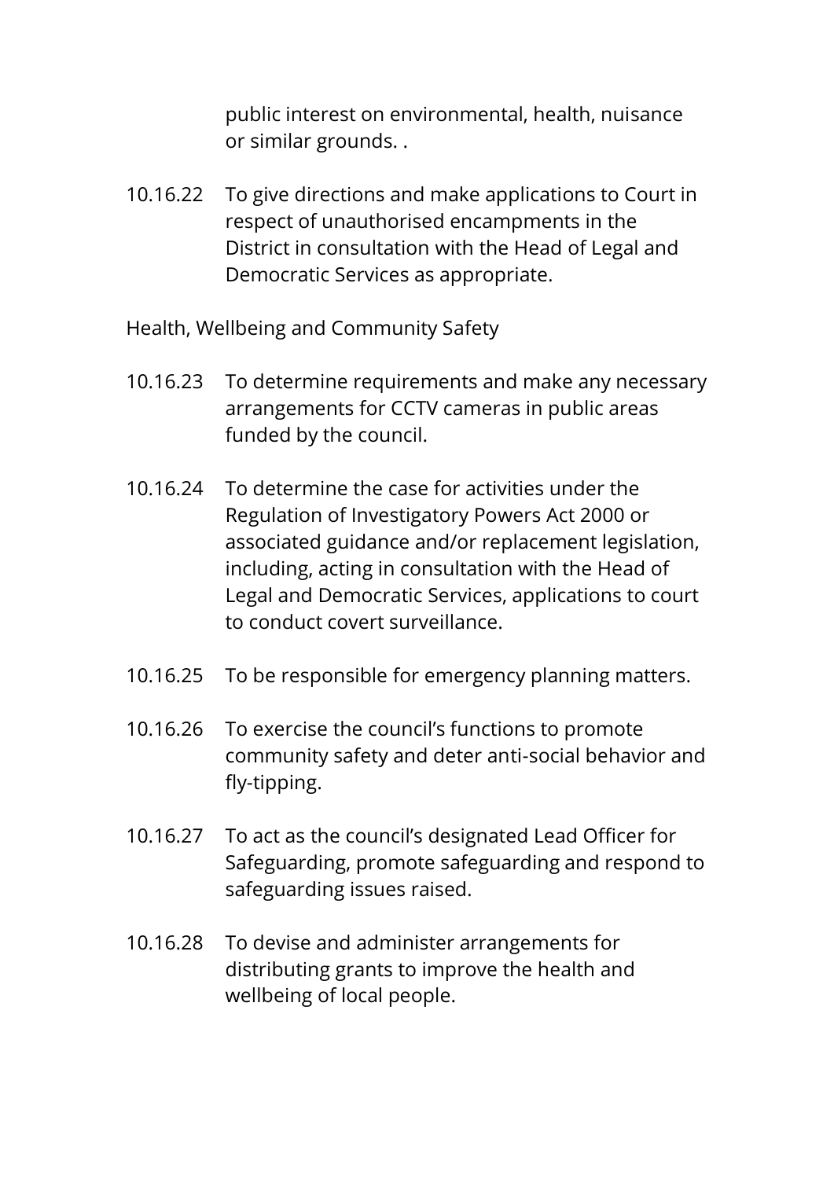public interest on environmental, health, nuisance or similar grounds. .

10.16.22 To give directions and make applications to Court in respect of unauthorised encampments in the District in consultation with the Head of Legal and Democratic Services as appropriate.

Health, Wellbeing and Community Safety

10.16.23 To determine requirements and make any necessary arrangements for CCTV cameras in public areas funded by the council.

10.16.24 To determine the case for activities under the Regulation of Investigatory Powers Act 2000 or associated guidance and/or replacement legislation, including, acting in consultation with the Head of Legal and Democratic Services, applications to court to conduct covert surveillance.

10.16.25 To be responsible for emergency planning matters.

10.16.26 To exercise the council's functions to promote community safety and deter anti-social behavior and fly-tipping.

10.16.27 To act as the council's designated Lead Officer for Safeguarding, promote safeguarding and respond to safeguarding issues raised.

10.16.28 To devise and administer arrangements for distributing grants to improve the health and wellbeing of local people.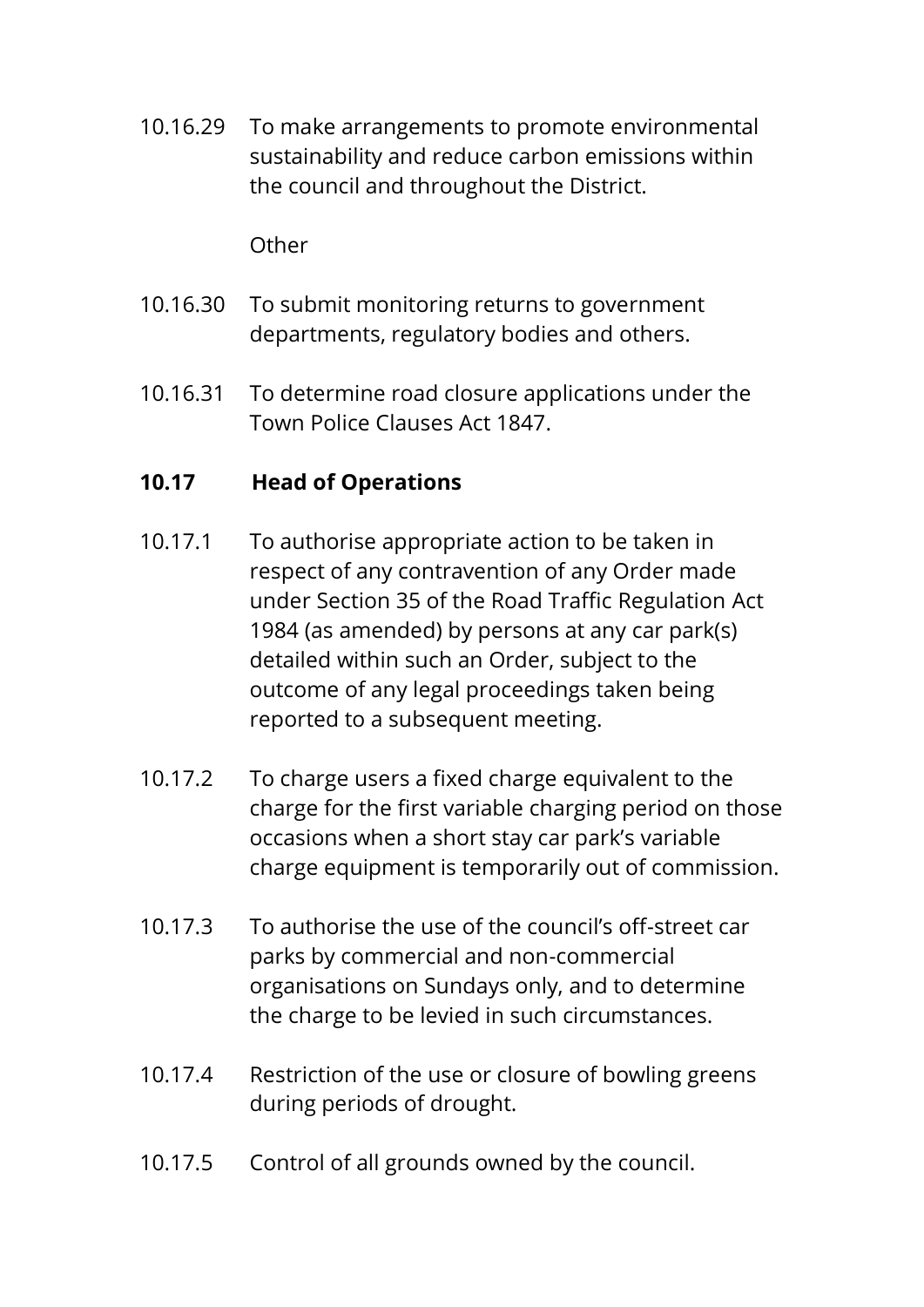10.16.29 To make arrangements to promote environmental sustainability and reduce carbon emissions within the council and throughout the District.

Other

10.16.30 To submit monitoring returns to government departments, regulatory bodies and others.

10.16.31 To determine road closure applications under the Town Police Clauses Act 1847.

**10.17 Head of Operations**

10.17.1 To authorise appropriate action to be taken in respect of any contravention of any Order made under Section 35 of the Road Traffic Regulation Act 1984 (as amended) by persons at any car park(s) detailed within such an Order, subject to the outcome of any legal proceedings taken being reported to a subsequent meeting.

10.17.2 To charge users a fixed charge equivalent to the charge for the first variable charging period on those occasions when a short stay car park's variable charge equipment is temporarily out of commission.

10.17.3 To authorise the use of the council's off-street car parks by commercial and non-commercial organisations on Sundays only, and to determine the charge to be levied in such circumstances.

10.17.4 Restriction of the use or closure of bowling greens during periods of drought.

10.17.5 Control of all grounds owned by the council.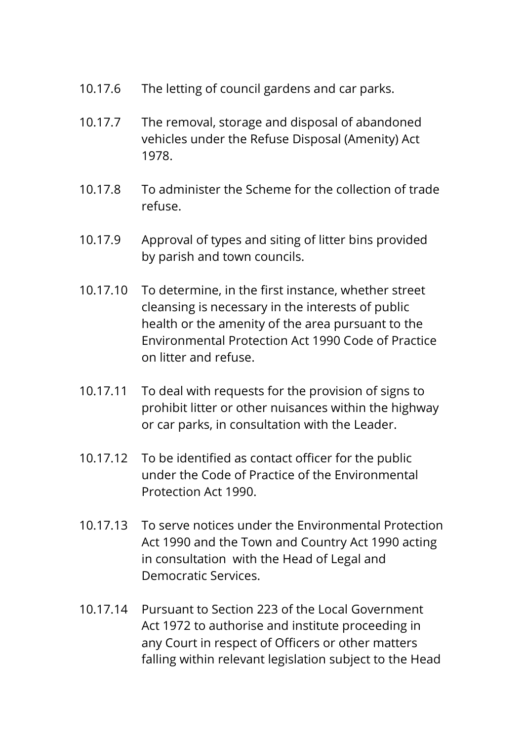10.17.6 The letting of council gardens and car parks.

10.17.7 The removal, storage and disposal of abandoned vehicles under the Refuse Disposal (Amenity) Act 1978.

10.17.8 To administer the Scheme for the collection of trade refuse.

10.17.9 Approval of types and siting of litter bins provided by parish and town councils.

10.17.10 To determine, in the first instance, whether street cleansing is necessary in the interests of public health or the amenity of the area pursuant to the Environmental Protection Act 1990 Code of Practice on litter and refuse.

10.17.11 To deal with requests for the provision of signs to prohibit litter or other nuisances within the highway or car parks, in consultation with the Leader.

10.17.12 To be identified as contact officer for the public under the Code of Practice of the Environmental Protection Act 1990.

10.17.13 To serve notices under the Environmental Protection Act 1990 and the Town and Country Act 1990 acting in consultation with the Head of Legal and Democratic Services.

10.17.14 Pursuant to Section 223 of the Local Government Act 1972 to authorise and institute proceeding in any Court in respect of Officers or other matters falling within relevant legislation subject to the Head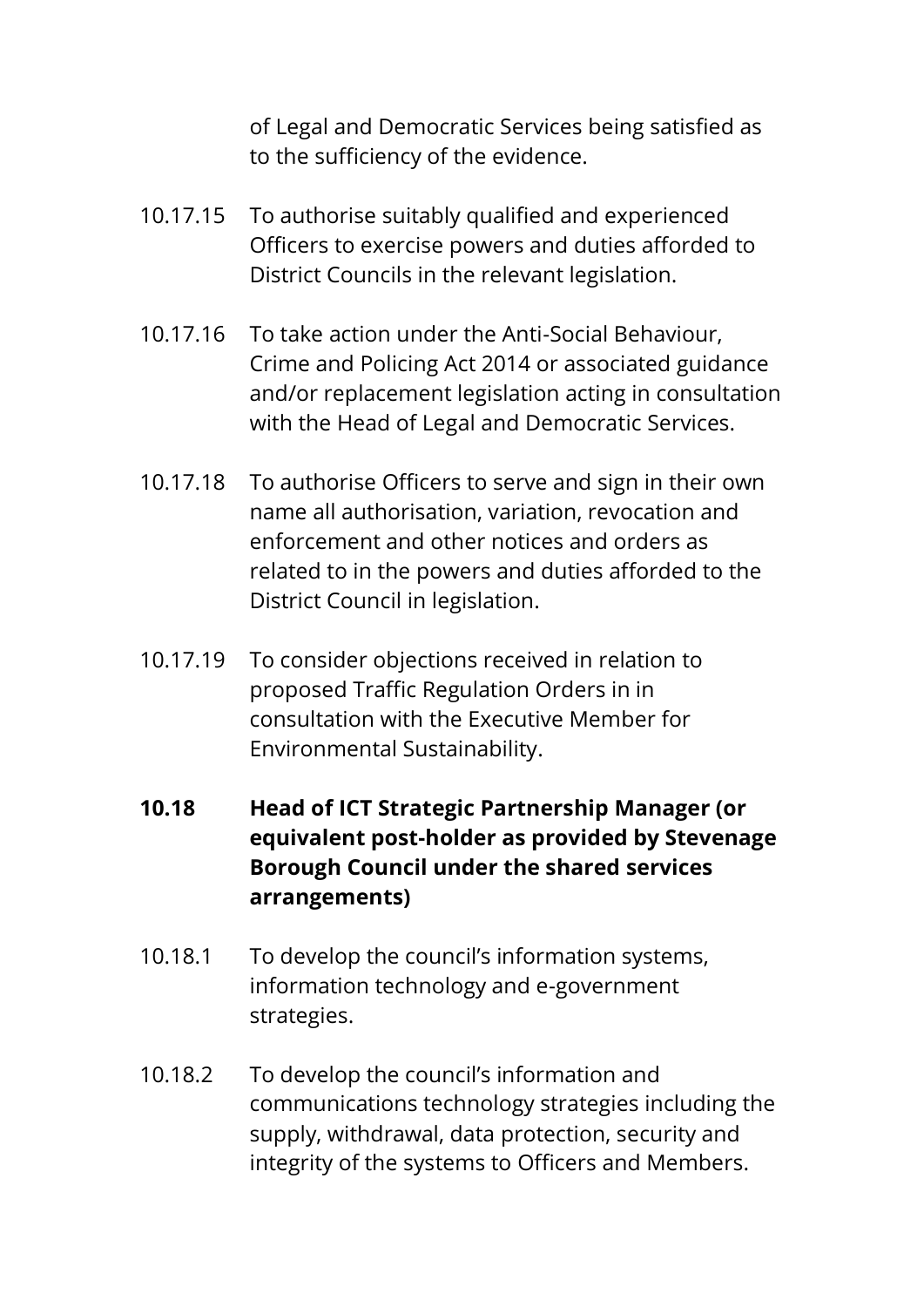of Legal and Democratic Services being satisfied as to the sufficiency of the evidence.

10.17.15 To authorise suitably qualified and experienced Officers to exercise powers and duties afforded to District Councils in the relevant legislation.

10.17.16 To take action under the Anti-Social Behaviour, Crime and Policing Act 2014 or associated guidance and/or replacement legislation acting in consultation with the Head of Legal and Democratic Services.

10.17.18 To authorise Officers to serve and sign in their own name all authorisation, variation, revocation and enforcement and other notices and orders as related to in the powers and duties afforded to the District Council in legislation.

10.17.19 To consider objections received in relation to proposed Traffic Regulation Orders in in consultation with the Executive Member for Environmental Sustainability.

**10.18 Head of ICT Strategic Partnership Manager (or equivalent post-holder as provided by Stevenage Borough Council under the shared services arrangements)**

10.18.1 To develop the council's information systems, information technology and e-government strategies.

10.18.2 To develop the council's information and communications technology strategies including the supply, withdrawal, data protection, security and integrity of the systems to Officers and Members.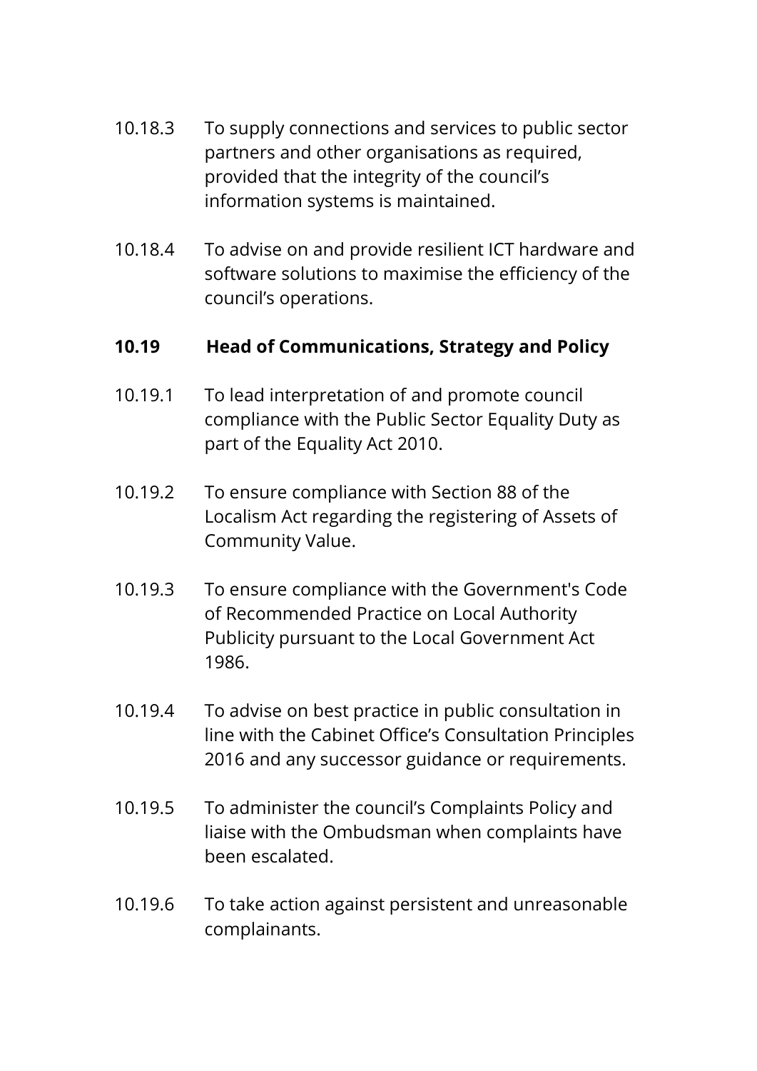10.18.3 To supply connections and services to public sector partners and other organisations as required, provided that the integrity of the council's information systems is maintained.

10.18.4 To advise on and provide resilient ICT hardware and software solutions to maximise the efficiency of the council's operations.

**10.19 Head of Communications, Strategy and Policy**

10.19.1 To lead interpretation of and promote council compliance with the Public Sector Equality Duty as part of the Equality Act 2010.

10.19.2 To ensure compliance with Section 88 of the Localism Act regarding the registering of Assets of Community Value.

10.19.3 To ensure compliance with the Government's Code of Recommended Practice on Local Authority Publicity pursuant to the Local Government Act 1986.

10.19.4 To advise on best practice in public consultation in line with the Cabinet Office's Consultation Principles 2016 and any successor guidance or requirements.

10.19.5 To administer the council's Complaints Policy and liaise with the Ombudsman when complaints have been escalated.

10.19.6 To take action against persistent and unreasonable complainants.